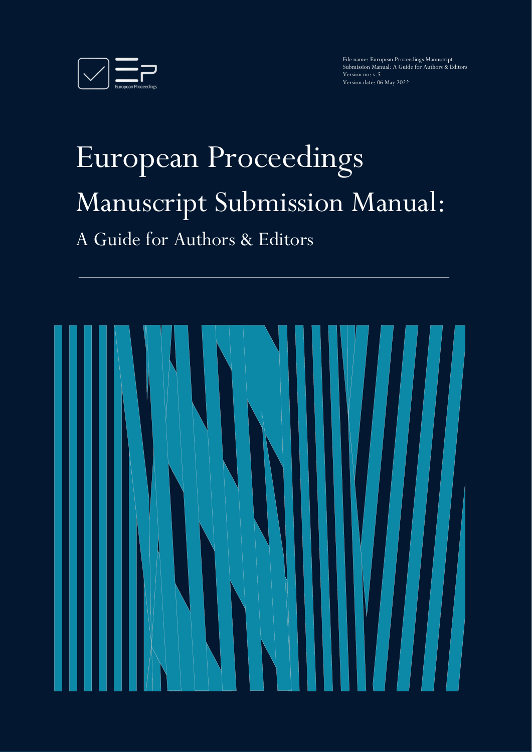File name: European Proceedings Manuscript Submission Manual: A Guide for Authors & Editors
Version no: v.5
Version date: 06 May 2022

# European Proceedings Manuscript Submission Manual:

## A Guide for Authors & Editors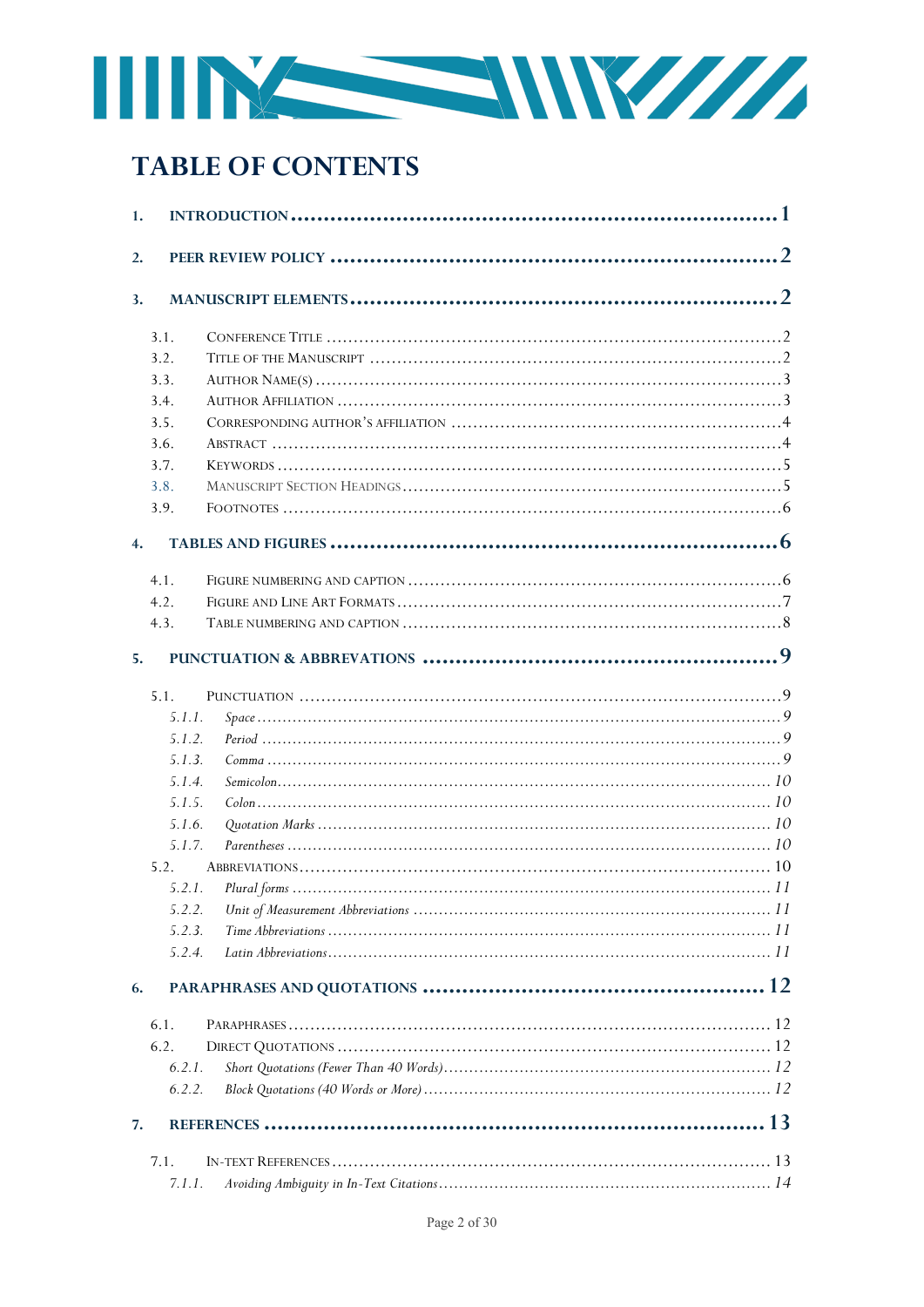# TABLE OF CONTENTS

1. **INTRODUCTION** ........ 1

2. **PEER REVIEW POLICY** ........ 2

3. **MANUSCRIPT ELEMENTS** ........ 2

    3.1. Conference Title ........ 2
    3.2. Title of the Manuscript ........ 2
    3.3. Author Name(s) ........ 3
    3.4. Author Affiliation ........ 3
    3.5. Corresponding Author's Affiliation ........ 4
    3.6. Abstract ........ 4
    3.7. Keywords ........ 5
    3.8. Manuscript Section Headings ........ 5
    3.9. Footnotes ........ 6

4. **TABLES AND FIGURES** ........ 6

    4.1. Figure numbering and caption ........ 6
    4.2. Figure and Line Art Formats ........ 7
    4.3. Table numbering and caption ........ 8

5. **PUNCTUATION & ABBREVATIONS** ........ 9

    5.1. Punctuation ........ 9
        *5.1.1. Space* ........ 9
        *5.1.2. Period* ........ 9
        *5.1.3. Comma* ........ 9
        *5.1.4. Semicolon* ........ 10
        *5.1.5. Colon* ........ 10
        *5.1.6. Quotation Marks* ........ 10
        *5.1.7. Parentheses* ........ 10
    5.2. Abbreviations ........ 10
        *5.2.1. Plural forms* ........ 11
        *5.2.2. Unit of Measurement Abbreviations* ........ 11
        *5.2.3. Time Abbreviations* ........ 11
        *5.2.4. Latin Abbreviations* ........ 11

6. **PARAPHRASES AND QUOTATIONS** ........ 12

    6.1. Paraphrases ........ 12
    6.2. Direct Quotations ........ 12
        *6.2.1. Short Quotations (Fewer Than 40 Words)* ........ 12
        *6.2.2. Block Quotations (40 Words or More)* ........ 12

7. **REFERENCES** ........ 13

    7.1. In-text References ........ 13
        *7.1.1. Avoiding Ambiguity in In-Text Citations* ........ 14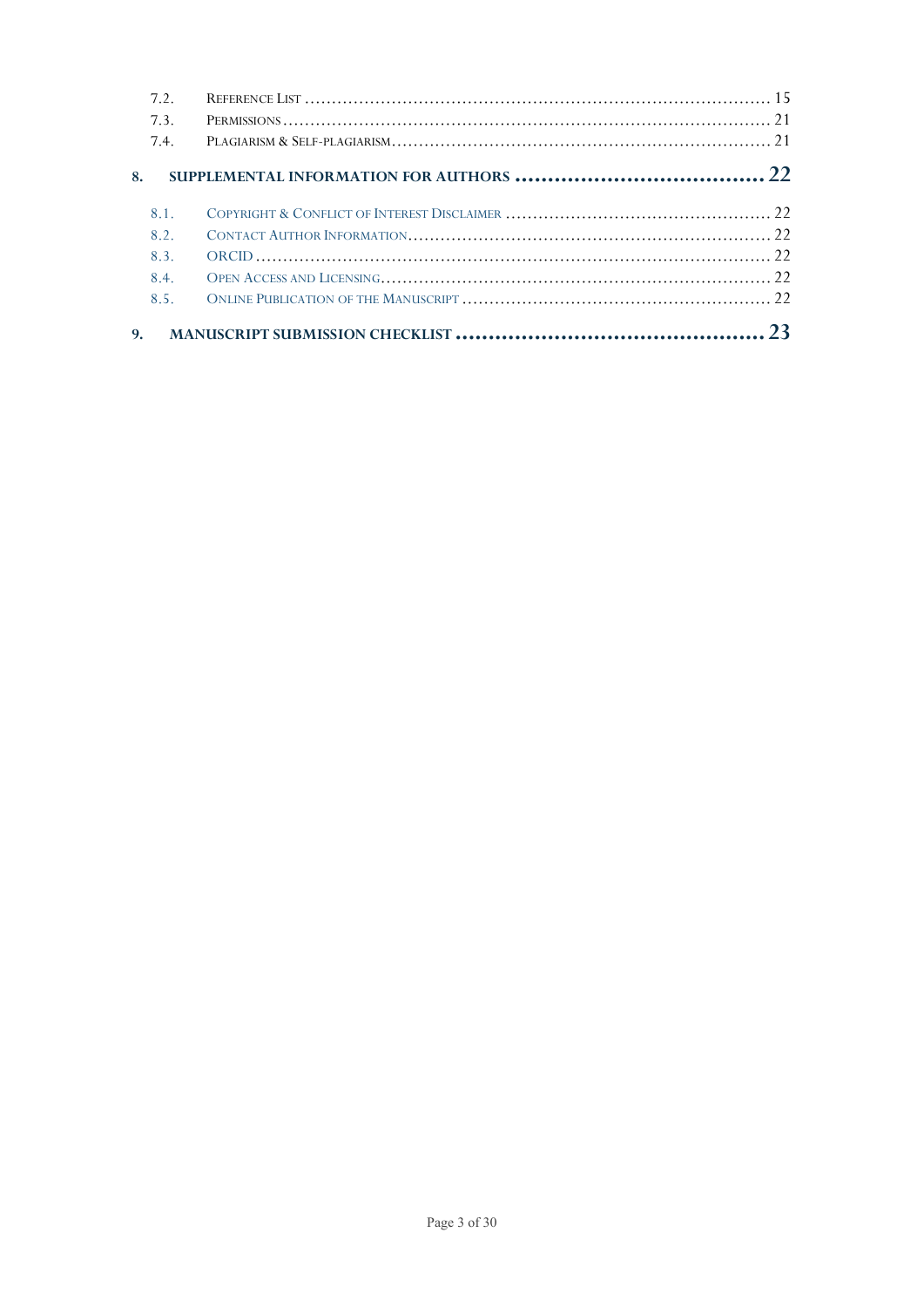7.2. Reference List ........................................................ 15
7.3. Permissions ........................................................ 21
7.4. Plagiarism & Self-plagiarism ........................................................ 21

**8. SUPPLEMENTAL INFORMATION FOR AUTHORS ........................................................ 22**

8.1. Copyright & Conflict of Interest Disclaimer ........................................................ 22
8.2. Contact Author Information ........................................................ 22
8.3. ORCID ........................................................ 22
8.4. Open Access and Licensing ........................................................ 22
8.5. Online Publication of the Manuscript ........................................................ 22

**9. MANUSCRIPT SUBMISSION CHECKLIST ........................................................ 23**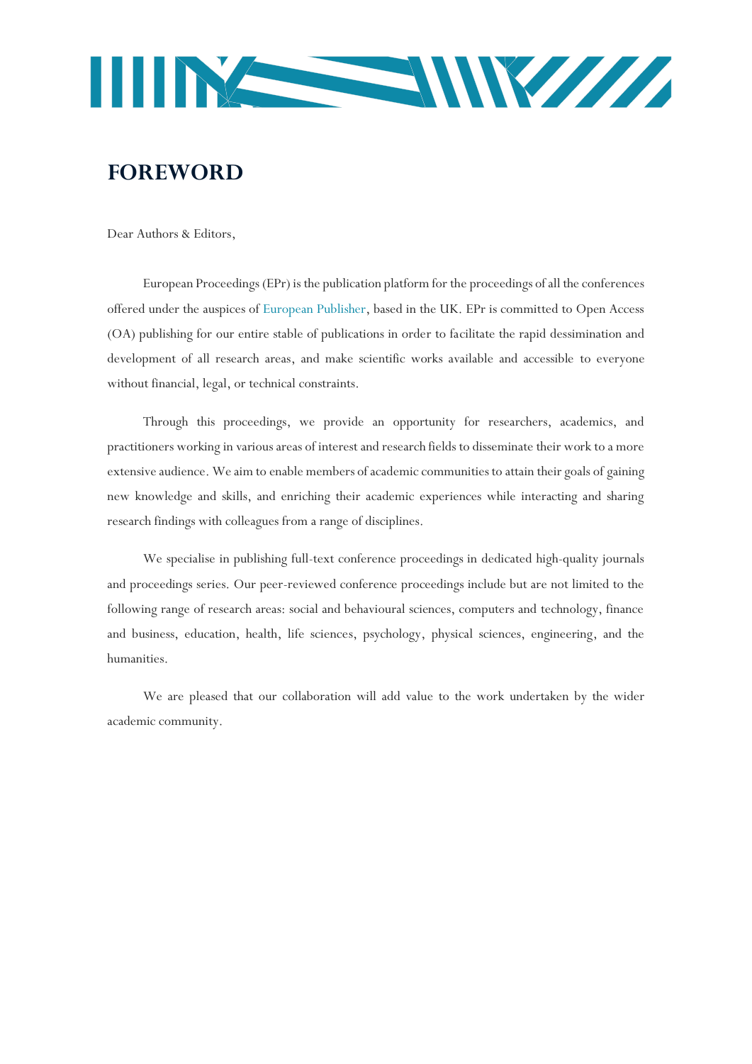# FOREWORD

Dear Authors & Editors,

European Proceedings (EPr) is the publication platform for the proceedings of all the conferences offered under the auspices of European Publisher, based in the UK. EPr is committed to Open Access (OA) publishing for our entire stable of publications in order to facilitate the rapid dessimination and development of all research areas, and make scientific works available and accessible to everyone without financial, legal, or technical constraints.

Through this proceedings, we provide an opportunity for researchers, academics, and practitioners working in various areas of interest and research fields to disseminate their work to a more extensive audience. We aim to enable members of academic communities to attain their goals of gaining new knowledge and skills, and enriching their academic experiences while interacting and sharing research findings with colleagues from a range of disciplines.

We specialise in publishing full-text conference proceedings in dedicated high-quality journals and proceedings series. Our peer-reviewed conference proceedings include but are not limited to the following range of research areas: social and behavioural sciences, computers and technology, finance and business, education, health, life sciences, psychology, physical sciences, engineering, and the humanities.

We are pleased that our collaboration will add value to the work undertaken by the wider academic community.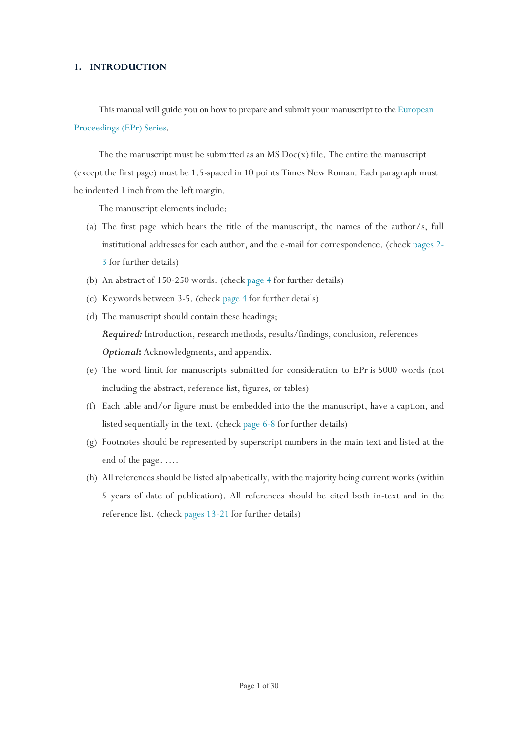## 1. INTRODUCTION

This manual will guide you on how to prepare and submit your manuscript to the European Proceedings (EPr) Series.

The the manuscript must be submitted as an MS Doc(x) file. The entire the manuscript (except the first page) must be 1.5-spaced in 10 points Times New Roman. Each paragraph must be indented 1 inch from the left margin.

The manuscript elements include:

(a) The first page which bears the title of the manuscript, the names of the author/s, full institutional addresses for each author, and the e-mail for correspondence. (check pages 2-3 for further details)

(b) An abstract of 150-250 words. (check page 4 for further details)

(c) Keywords between 3-5. (check page 4 for further details)

(d) The manuscript should contain these headings;

***Required:*** Introduction, research methods, results/findings, conclusion, references

***Optional*:** Acknowledgments, and appendix.

(e) The word limit for manuscripts submitted for consideration to EPr is 5000 words (not including the abstract, reference list, figures, or tables)

(f) Each table and/or figure must be embedded into the the manuscript, have a caption, and listed sequentially in the text. (check page 6-8 for further details)

(g) Footnotes should be represented by superscript numbers in the main text and listed at the end of the page. ….

(h) All references should be listed alphabetically, with the majority being current works (within 5 years of date of publication). All references should be cited both in-text and in the reference list. (check pages 13-21 for further details)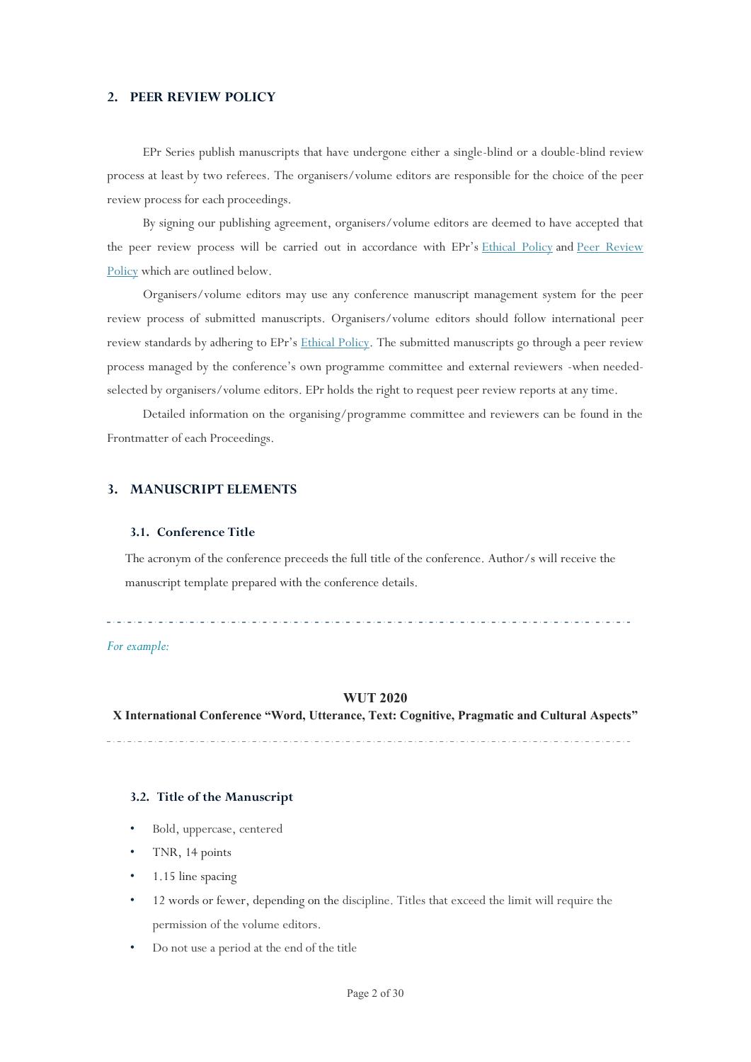## 2. PEER REVIEW POLICY

EPr Series publish manuscripts that have undergone either a single-blind or a double-blind review process at least by two referees. The organisers/volume editors are responsible for the choice of the peer review process for each proceedings.

By signing our publishing agreement, organisers/volume editors are deemed to have accepted that the peer review process will be carried out in accordance with EPr's Ethical Policy and Peer Review Policy which are outlined below.

Organisers/volume editors may use any conference manuscript management system for the peer review process of submitted manuscripts. Organisers/volume editors should follow international peer review standards by adhering to EPr's Ethical Policy. The submitted manuscripts go through a peer review process managed by the conference's own programme committee and external reviewers -when needed- selected by organisers/volume editors. EPr holds the right to request peer review reports at any time.

Detailed information on the organising/programme committee and reviewers can be found in the Frontmatter of each Proceedings.

## 3. MANUSCRIPT ELEMENTS

### 3.1. Conference Title

The acronym of the conference preceeds the full title of the conference. Author/s will receive the manuscript template prepared with the conference details.

---

*For example:*

**WUT 2020**

**X International Conference "Word, Utterance, Text: Cognitive, Pragmatic and Cultural Aspects"**

---

### 3.2. Title of the Manuscript

- Bold, uppercase, centered
- TNR, 14 points
- 1.15 line spacing
- 12 words or fewer, depending on the discipline. Titles that exceed the limit will require the permission of the volume editors.
- Do not use a period at the end of the title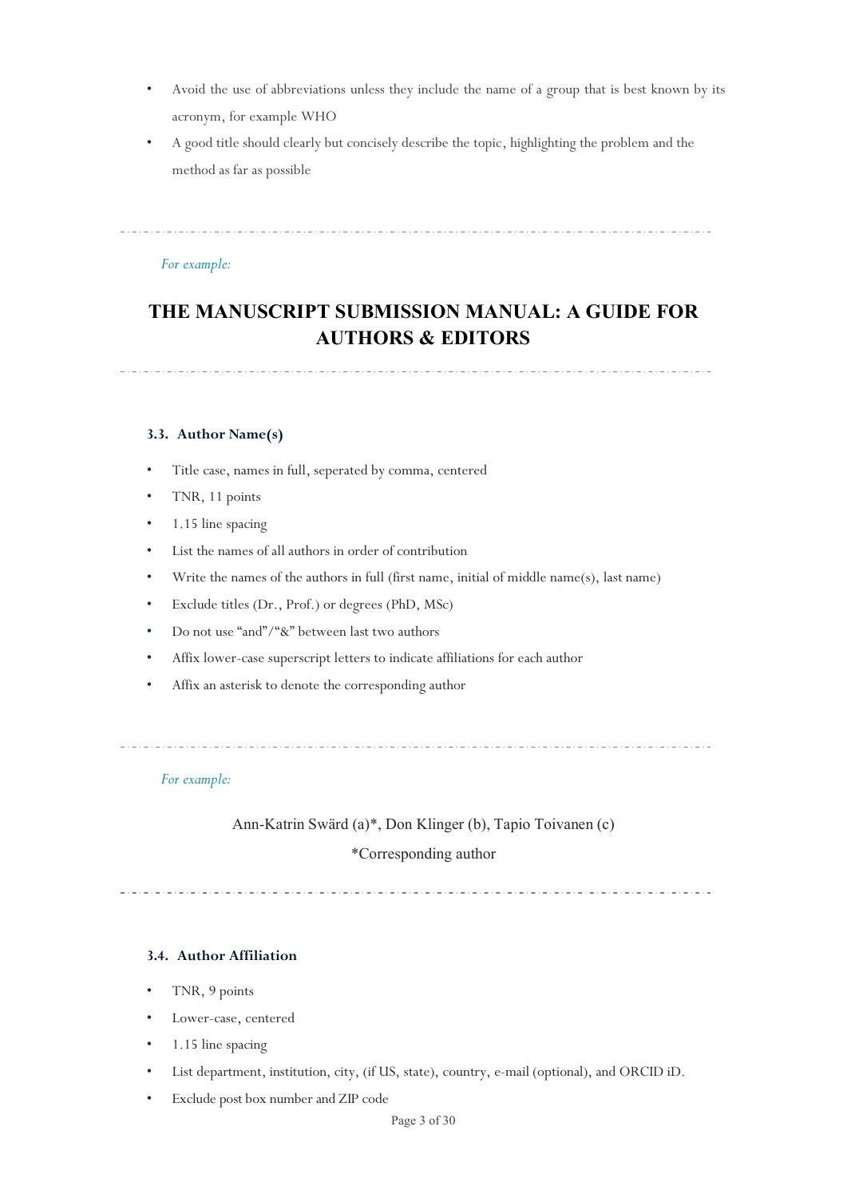- Avoid the use of abbreviations unless they include the name of a group that is best known by its acronym, for example WHO
- A good title should clearly but concisely describe the topic, highlighting the problem and the method as far as possible

---

*For example:*

**THE MANUSCRIPT SUBMISSION MANUAL: A GUIDE FOR AUTHORS & EDITORS**

---

### 3.3. Author Name(s)

- Title case, names in full, seperated by comma, centered
- TNR, 11 points
- 1.15 line spacing
- List the names of all authors in order of contribution
- Write the names of the authors in full (first name, initial of middle name(s), last name)
- Exclude titles (Dr., Prof.) or degrees (PhD, MSc)
- Do not use "and"/"&" between last two authors
- Affix lower-case superscript letters to indicate affiliations for each author
- Affix an asterisk to denote the corresponding author

---

*For example:*

Ann-Katrin Swärd (a)*, Don Klinger (b), Tapio Toivanen (c)

*Corresponding author

---

### 3.4. Author Affiliation

- TNR, 9 points
- Lower-case, centered
- 1.15 line spacing
- List department, institution, city, (if US, state), country, e-mail (optional), and ORCID iD.
- Exclude post box number and ZIP code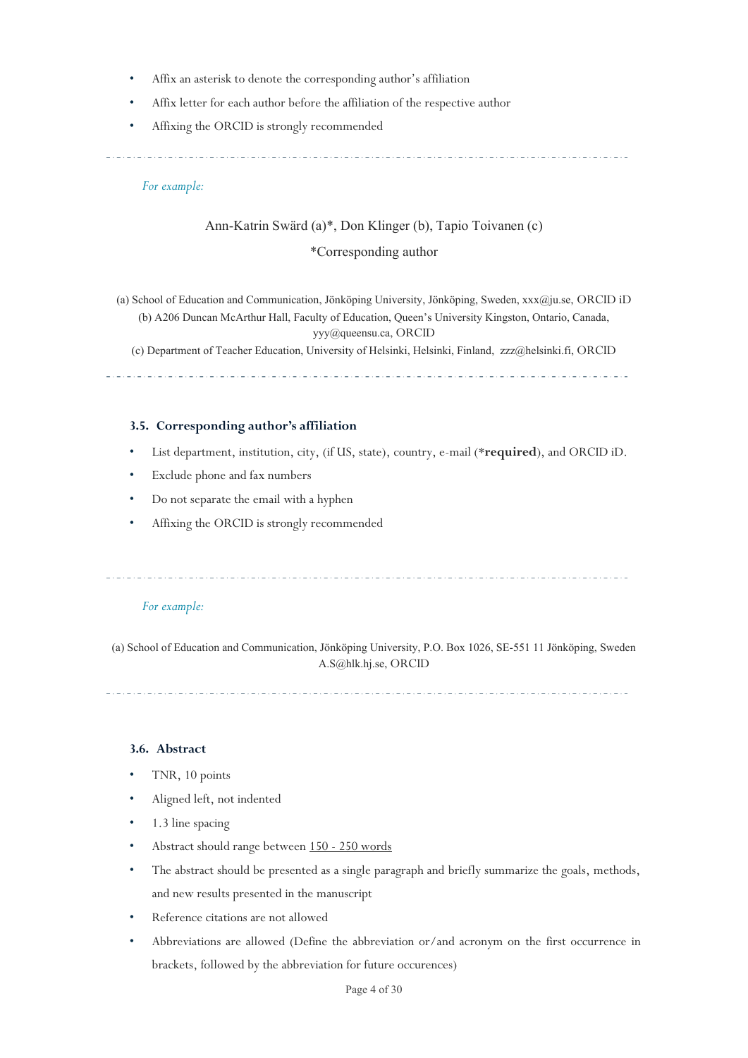- Affix an asterisk to denote the corresponding author's affiliation
- Affix letter for each author before the affiliation of the respective author
- Affixing the ORCID is strongly recommended

---

*For example:*

Ann-Katrin Swärd (a)*, Don Klinger (b), Tapio Toivanen (c)

*Corresponding author

(a) School of Education and Communication, Jönköping University, Jönköping, Sweden, xxx@ju.se, ORCID iD
(b) A206 Duncan McArthur Hall, Faculty of Education, Queen's University Kingston, Ontario, Canada, yyy@queensu.ca, ORCID
(c) Department of Teacher Education, University of Helsinki, Helsinki, Finland, zzz@helsinki.fi, ORCID

---

### 3.5. Corresponding author's affiliation

- List department, institution, city, (if US, state), country, e-mail (***required**), and ORCID iD.
- Exclude phone and fax numbers
- Do not separate the email with a hyphen
- Affixing the ORCID is strongly recommended

---

*For example:*

(a) School of Education and Communication, Jönköping University, P.O. Box 1026, SE-551 11 Jönköping, Sweden A.S@hlk.hj.se, ORCID

---

### 3.6. Abstract

- TNR, 10 points
- Aligned left, not indented
- 1.3 line spacing
- Abstract should range between 150 - 250 words
- The abstract should be presented as a single paragraph and briefly summarize the goals, methods, and new results presented in the manuscript
- Reference citations are not allowed
- Abbreviations are allowed (Define the abbreviation or/and acronym on the first occurrence in brackets, followed by the abbreviation for future occurences)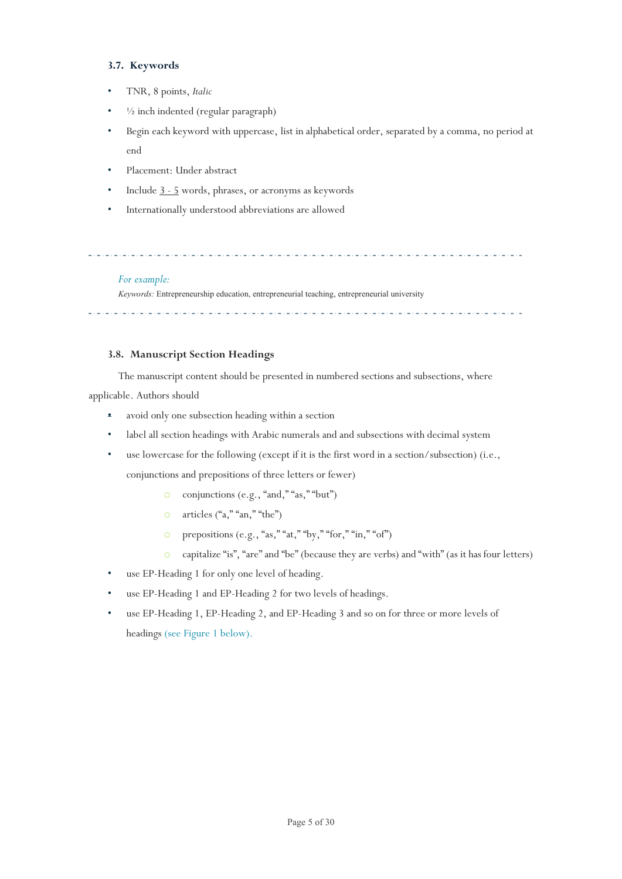### 3.7. Keywords

- TNR, 8 points, *Italic*
- ½ inch indented (regular paragraph)
- Begin each keyword with uppercase, list in alphabetical order, separated by a comma, no period at end
- Placement: Under abstract
- Include 3 - 5 words, phrases, or acronyms as keywords
- Internationally understood abbreviations are allowed

---

*For example:*

*Keywords:* Entrepreneurship education, entrepreneurial teaching, entrepreneurial university

---

### 3.8. Manuscript Section Headings

The manuscript content should be presented in numbered sections and subsections, where applicable. Authors should

- avoid only one subsection heading within a section
- label all section headings with Arabic numerals and and subsections with decimal system
- use lowercase for the following (except if it is the first word in a section/subsection) (i.e., conjunctions and prepositions of three letters or fewer)
    - conjunctions (e.g., "and," "as," "but")
    - articles ("a," "an," "the")
    - prepositions (e.g., "as," "at," "by," "for," "in," "of")
    - capitalize "is", "are" and "be" (because they are verbs) and "with" (as it has four letters)
- use EP-Heading 1 for only one level of heading.
- use EP-Heading 1 and EP-Heading 2 for two levels of headings.
- use EP-Heading 1, EP-Heading 2, and EP-Heading 3 and so on for three or more levels of headings (see Figure 1 below).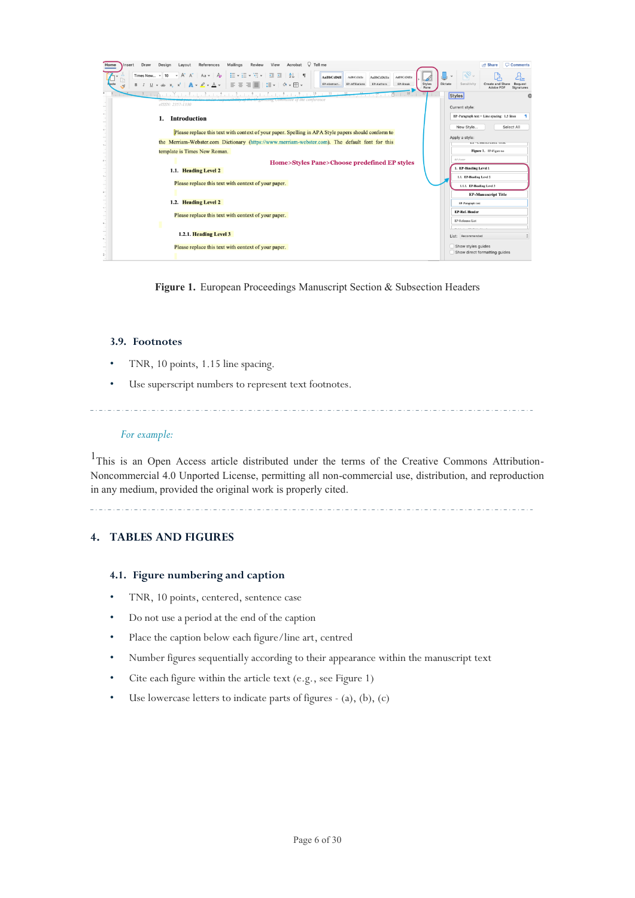**Figure 1.** European Proceedings Manuscript Section & Subsection Headers

### 3.9. Footnotes

- TNR, 10 points, 1.15 line spacing.
- Use superscript numbers to represent text footnotes.

*For example:*

[1]This is an Open Access article distributed under the terms of the Creative Commons Attribution-Noncommercial 4.0 Unported License, permitting all non-commercial use, distribution, and reproduction in any medium, provided the original work is properly cited.

## 4. TABLES AND FIGURES

### 4.1. Figure numbering and caption

- TNR, 10 points, centered, sentence case
- Do not use a period at the end of the caption
- Place the caption below each figure/line art, centred
- Number figures sequentially according to their appearance within the manuscript text
- Cite each figure within the article text (e.g., see Figure 1)
- Use lowercase letters to indicate parts of figures - (a), (b), (c)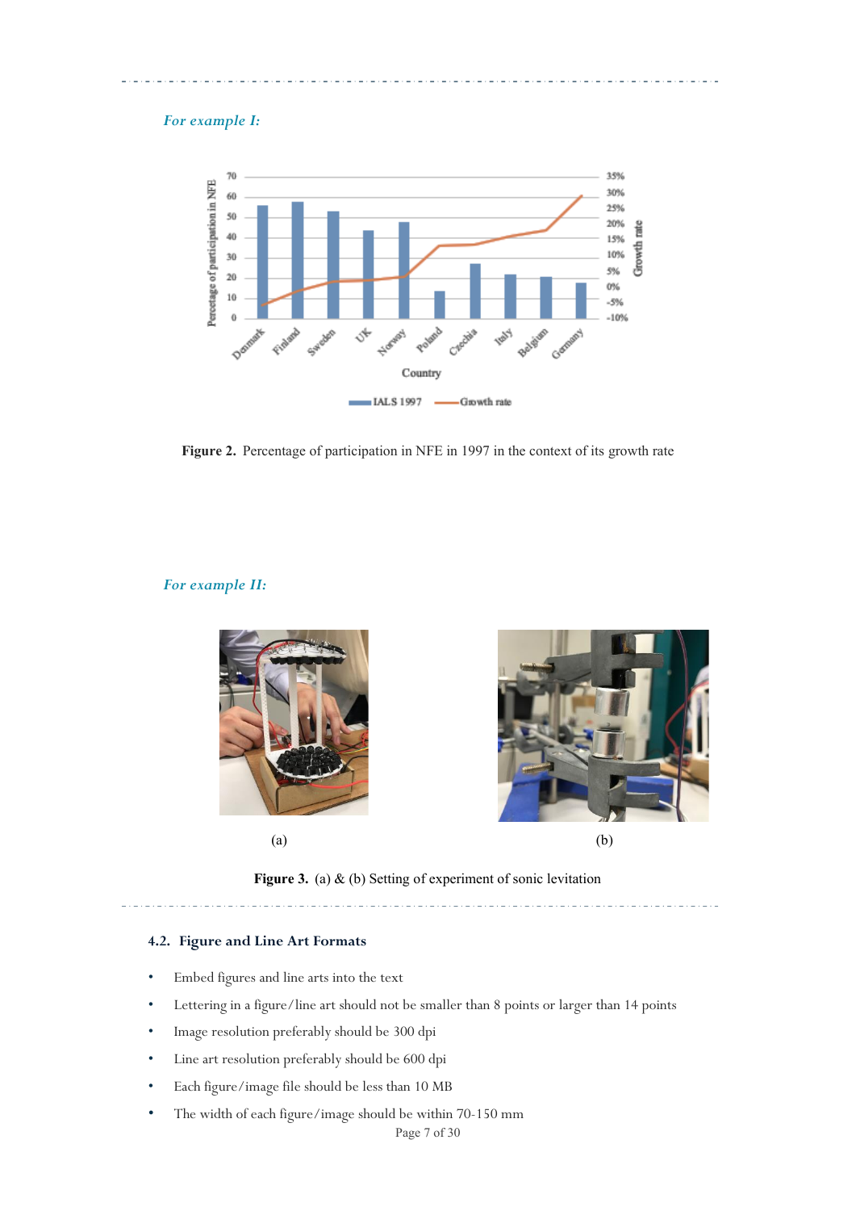*For example I:*

**Figure 2.** Percentage of participation in NFE in 1997 in the context of its growth rate

*For example II:*

(a) (b)

**Figure 3.** (a) & (b) Setting of experiment of sonic levitation

### 4.2. Figure and Line Art Formats

- Embed figures and line arts into the text
- Lettering in a figure/line art should not be smaller than 8 points or larger than 14 points
- Image resolution preferably should be 300 dpi
- Line art resolution preferably should be 600 dpi
- Each figure/image file should be less than 10 MB
- The width of each figure/image should be within 70-150 mm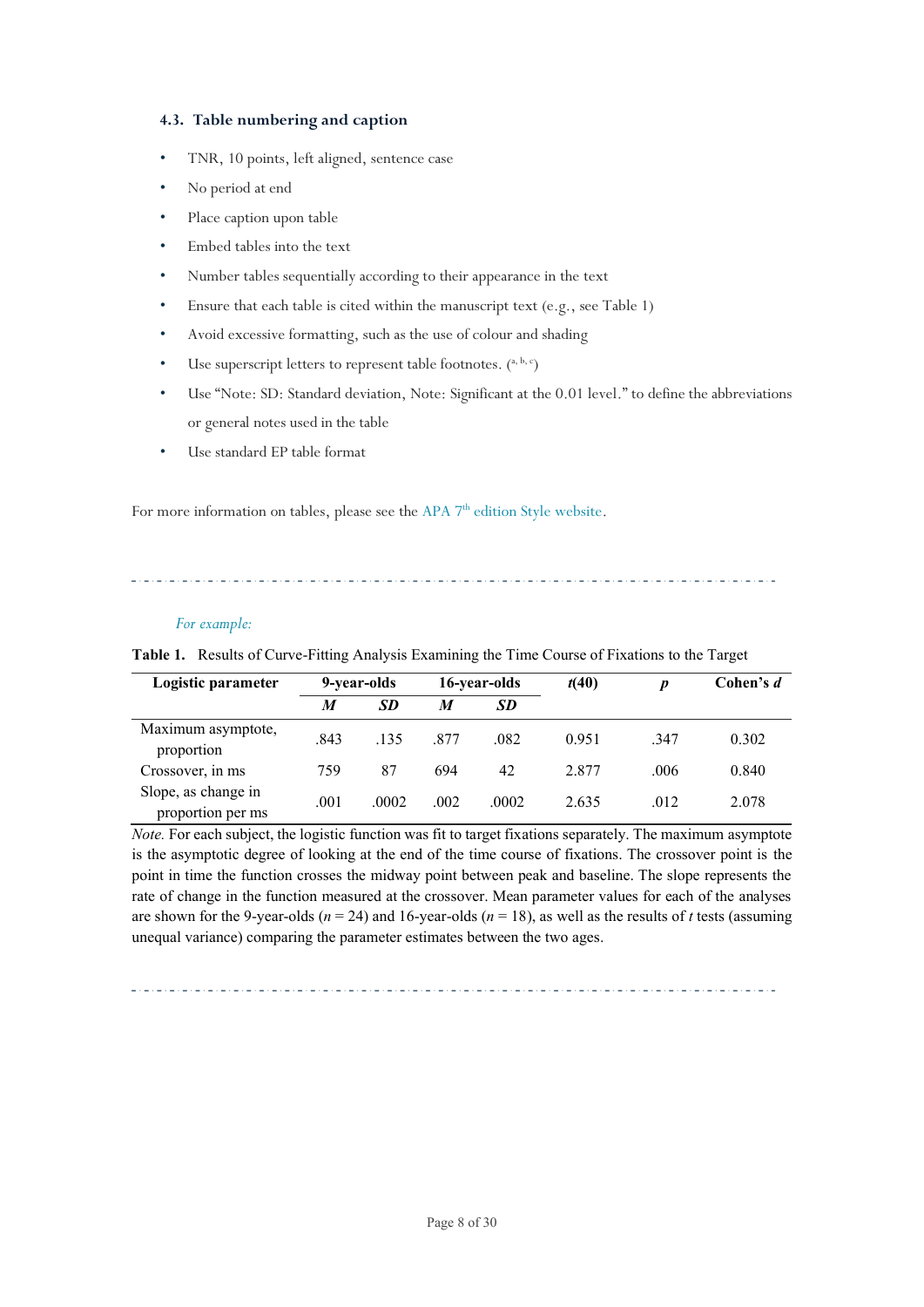### 4.3. Table numbering and caption

- TNR, 10 points, left aligned, sentence case
- No period at end
- Place caption upon table
- Embed tables into the text
- Number tables sequentially according to their appearance in the text
- Ensure that each table is cited within the manuscript text (e.g., see Table 1)
- Avoid excessive formatting, such as the use of colour and shading
- Use superscript letters to represent table footnotes. ([a, b, c])
- Use "Note: SD: Standard deviation, Note: Significant at the 0.01 level." to define the abbreviations or general notes used in the table
- Use standard EP table format

For more information on tables, please see the APA 7th edition Style website.

*For example:*

**Table 1.** Results of Curve-Fitting Analysis Examining the Time Course of Fixations to the Target

| Logistic parameter | 9-year-olds | | 16-year-olds | | $t$(40) | $p$ | Cohen's $d$ |
|---|---|---|---|---|---|---|---|
| | $M$ | $SD$ | $M$ | $SD$ | | | |
| Maximum asymptote, proportion | .843 | .135 | .877 | .082 | 0.951 | .347 | 0.302 |
| Crossover, in ms | 759 | 87 | 694 | 42 | 2.877 | .006 | 0.840 |
| Slope, as change in proportion per ms | .001 | .0002 | .002 | .0002 | 2.635 | .012 | 2.078 |

*Note.* For each subject, the logistic function was fit to target fixations separately. The maximum asymptote is the asymptotic degree of looking at the end of the time course of fixations. The crossover point is the point in time the function crosses the midway point between peak and baseline. The slope represents the rate of change in the function measured at the crossover. Mean parameter values for each of the analyses are shown for the 9-year-olds ($n$ = 24) and 16-year-olds ($n$ = 18), as well as the results of $t$ tests (assuming unequal variance) comparing the parameter estimates between the two ages.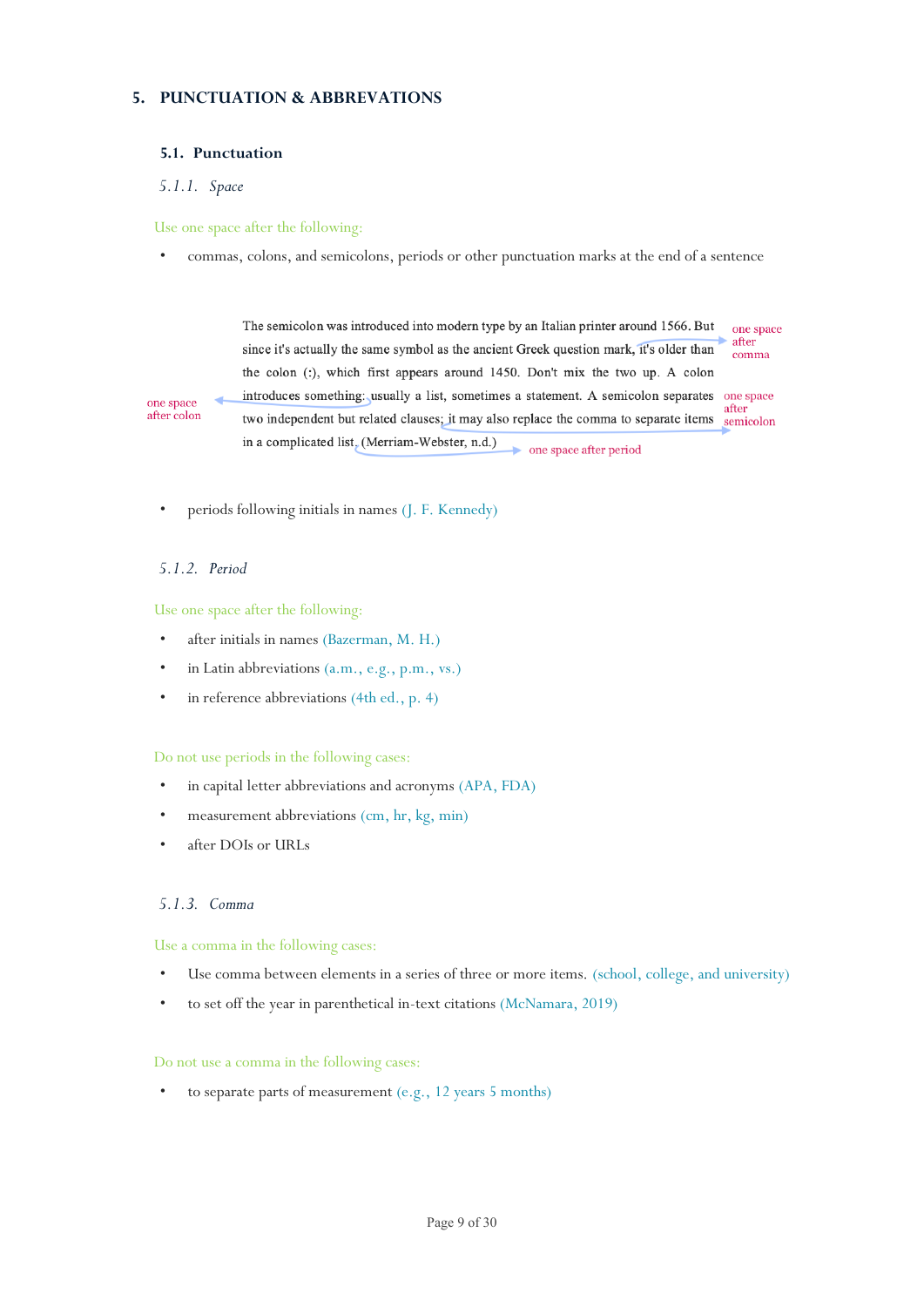# 5. PUNCTUATION & ABBREVATIONS

## 5.1. Punctuation

### *5.1.1. Space*

Use one space after the following:

- commas, colons, and semicolons, periods or other punctuation marks at the end of a sentence

> The semicolon was introduced into modern type by an Italian printer around 1566. But since it's actually the same symbol as the ancient Greek question mark, it's older than the colon (:), which first appears around 1450. Don't mix the two up. A colon introduces something: usually a list, sometimes a statement. A semicolon separates two independent but related clauses; it may also replace the comma to separate items in a complicated list. (Merriam-Webster, n.d.)

one space after comma

one space after colon

one space after semicolon

one space after period

- periods following initials in names (J. F. Kennedy)

### *5.1.2. Period*

Use one space after the following:

- after initials in names (Bazerman, M. H.)
- in Latin abbreviations (a.m., e.g., p.m., vs.)
- in reference abbreviations (4th ed., p. 4)

Do not use periods in the following cases:

- in capital letter abbreviations and acronyms (APA, FDA)
- measurement abbreviations (cm, hr, kg, min)
- after DOIs or URLs

### *5.1.3. Comma*

Use a comma in the following cases:

- Use comma between elements in a series of three or more items. (school, college, and university)
- to set off the year in parenthetical in-text citations (McNamara, 2019)

Do not use a comma in the following cases:

- to separate parts of measurement (e.g., 12 years 5 months)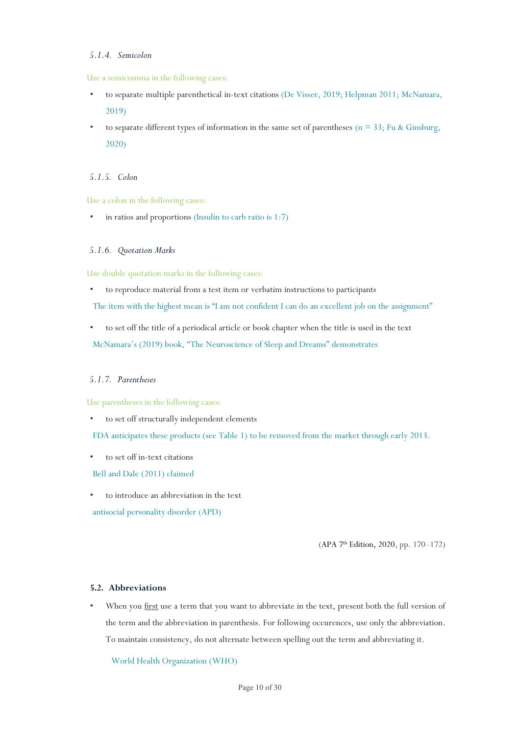#### *5.1.4. Semicolon*

Use a semicomma in the following cases:

- to separate multiple parenthetical in-text citations (De Visser, 2019; Helpman 2011; McNamara, 2019)
- to separate different types of information in the same set of parentheses (n = 33; Fu & Ginsburg, 2020)

#### *5.1.5. Colon*

Use a colon in the following cases:

- in ratios and proportions (Insulin to carb ratio is 1:7)

#### *5.1.6. Quotation Marks*

Use double quotation marks in the following cases:

- to reproduce material from a test item or verbatim instructions to participants

  The item with the highest mean is “I am not confident I can do an excellent job on the assignment”

- to set off the title of a periodical article or book chapter when the title is used in the text

  McNamara’s (2019) book, “The Neuroscience of Sleep and Dreams” demonstrates

#### *5.1.7. Parentheses*

Use parentheses in the following cases:

- to set off structurally independent elements

  FDA anticipates these products (see Table 1) to be removed from the market through early 2013.

- to set off in-text citations

  Bell and Dale (2011) claimed

- to introduce an abbreviation in the text

  antisocial personality disorder (APD)

(APA 7th Edition, 2020, pp. 170–172)

### **5.2. Abbreviations**

- When you <u>first</u> use a term that you want to abbreviate in the text, present both the full version of the term and the abbreviation in parenthesis. For following occurences, use only the abbreviation. To maintain consistency, do not alternate between spelling out the term and abbreviating it.

  World Health Organization (WHO)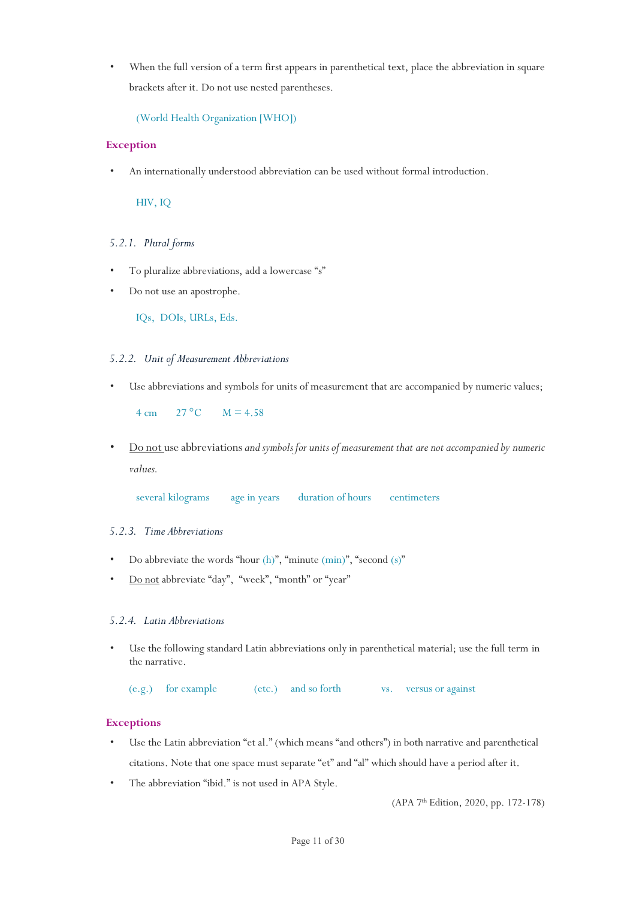- When the full version of a term first appears in parenthetical text, place the abbreviation in square brackets after it. Do not use nested parentheses.

  (World Health Organization [WHO])

**Exception**

- An internationally understood abbreviation can be used without formal introduction.

  HIV, IQ

### *5.2.1. Plural forms*

- To pluralize abbreviations, add a lowercase "s"
- Do not use an apostrophe.

  IQs, DOIs, URLs, Eds.

### *5.2.2. Unit of Measurement Abbreviations*

- Use abbreviations and symbols for units of measurement that are accompanied by numeric values;

  4 cm    27 °C    M = 4.58

- <u>Do not</u> use abbreviations *and symbols for units of measurement that are not accompanied by numeric values.*

  several kilograms    age in years    duration of hours    centimeters

### *5.2.3. Time Abbreviations*

- Do abbreviate the words "hour (h)", "minute (min)", "second (s)"
- <u>Do not</u> abbreviate "day", "week", "month" or "year"

### *5.2.4. Latin Abbreviations*

- Use the following standard Latin abbreviations only in parenthetical material; use the full term in the narrative.

  (e.g.)  for example    (etc.)  and so forth    vs.  versus or against

**Exceptions**

- Use the Latin abbreviation "et al." (which means "and others") in both narrative and parenthetical citations. Note that one space must separate "et" and "al" which should have a period after it.
- The abbreviation "ibid." is not used in APA Style.

(APA 7th Edition, 2020, pp. 172-178)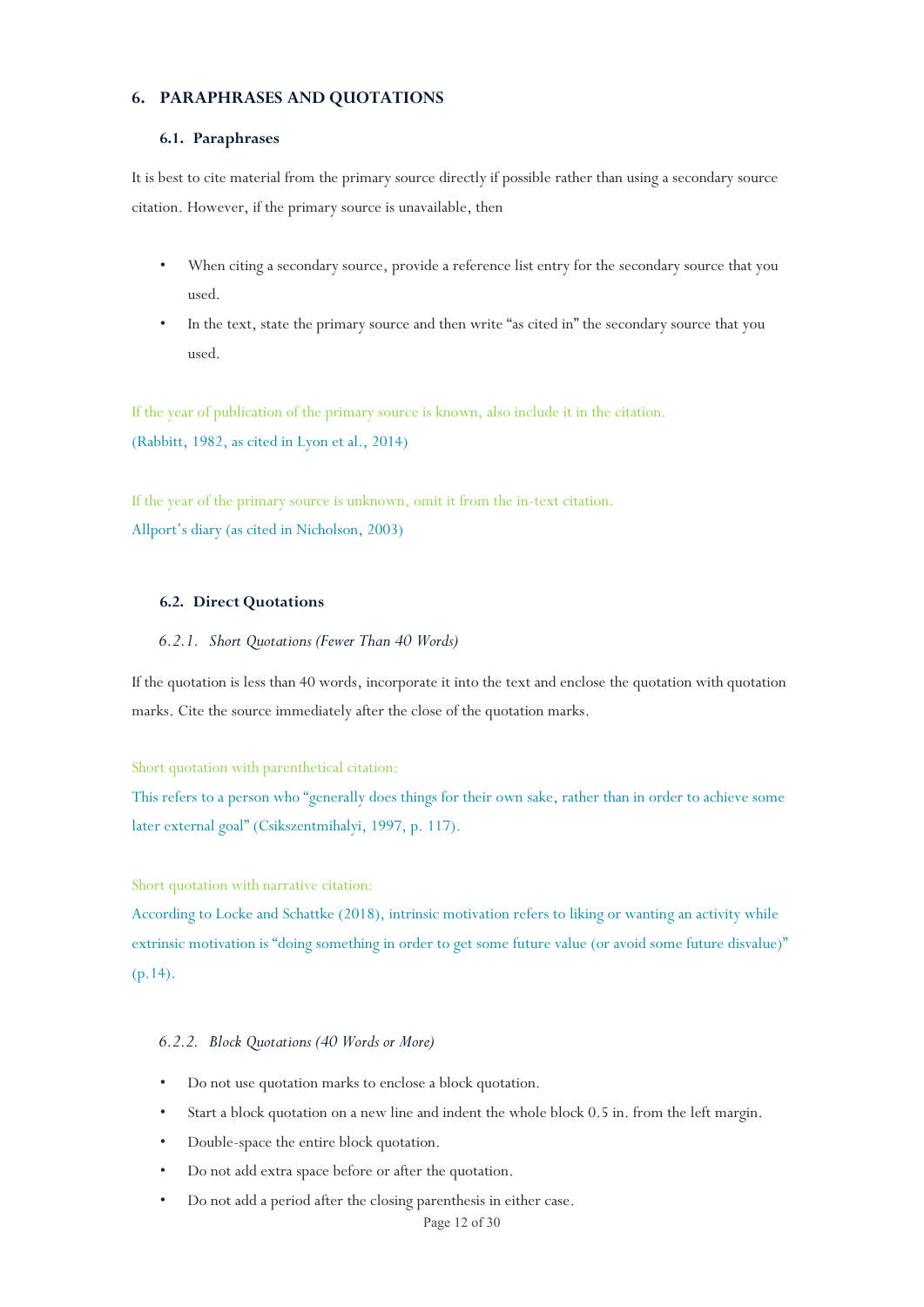## 6. PARAPHRASES AND QUOTATIONS

### 6.1. Paraphrases

It is best to cite material from the primary source directly if possible rather than using a secondary source citation. However, if the primary source is unavailable, then

- When citing a secondary source, provide a reference list entry for the secondary source that you used.
- In the text, state the primary source and then write "as cited in" the secondary source that you used.

If the year of publication of the primary source is known, also include it in the citation.

(Rabbitt, 1982, as cited in Lyon et al., 2014)

If the year of the primary source is unknown, omit it from the in-text citation.

Allport's diary (as cited in Nicholson, 2003)

### 6.2. Direct Quotations

#### *6.2.1. Short Quotations (Fewer Than 40 Words)*

If the quotation is less than 40 words, incorporate it into the text and enclose the quotation with quotation marks. Cite the source immediately after the close of the quotation marks.

Short quotation with parenthetical citation:

This refers to a person who "generally does things for their own sake, rather than in order to achieve some later external goal" (Csikszentmihalyi, 1997, p. 117).

Short quotation with narrative citation:

According to Locke and Schattke (2018), intrinsic motivation refers to liking or wanting an activity while extrinsic motivation is "doing something in order to get some future value (or avoid some future disvalue)" (p.14).

#### *6.2.2. Block Quotations (40 Words or More)*

- Do not use quotation marks to enclose a block quotation.
- Start a block quotation on a new line and indent the whole block 0.5 in. from the left margin.
- Double-space the entire block quotation.
- Do not add extra space before or after the quotation.
- Do not add a period after the closing parenthesis in either case.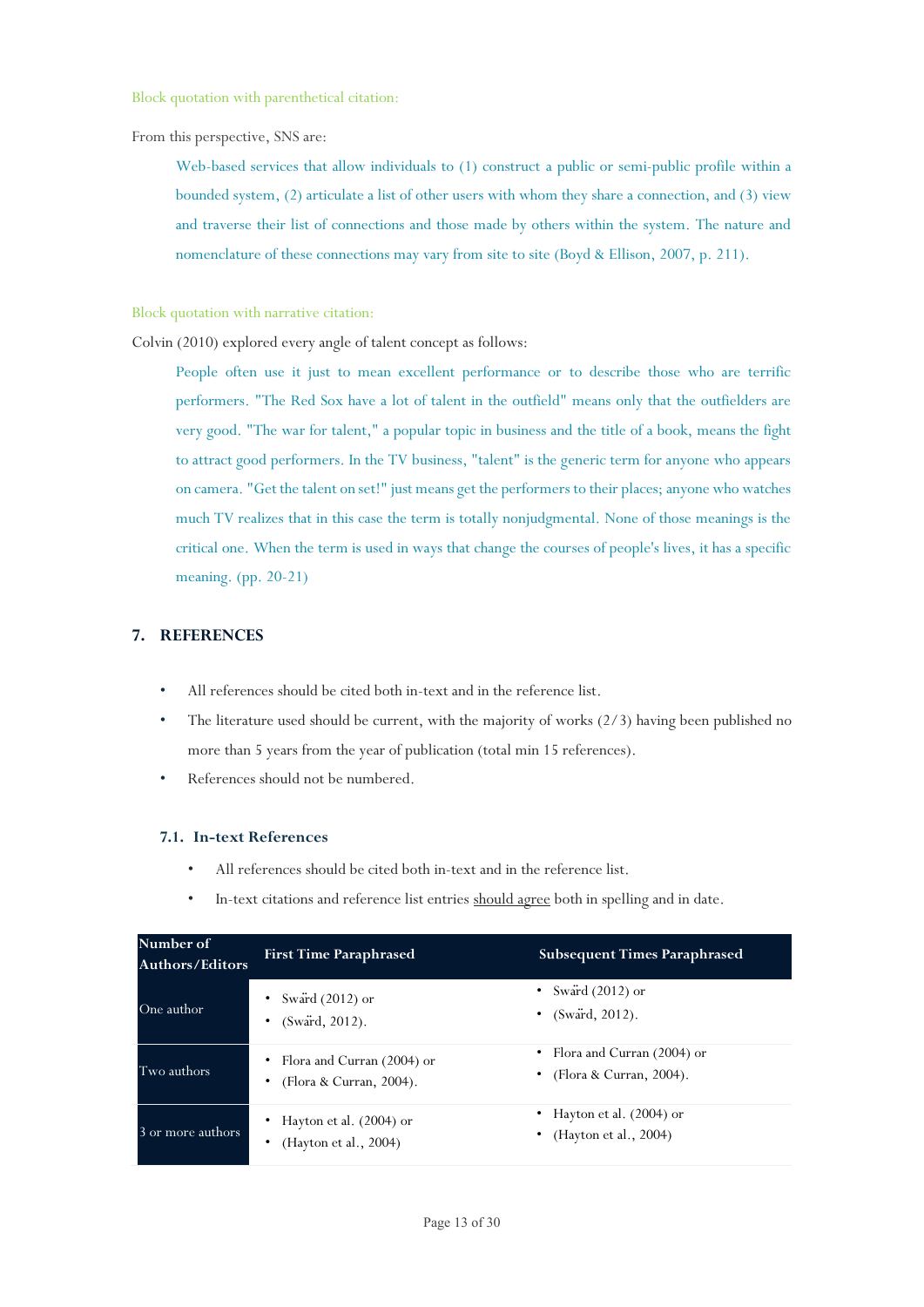Block quotation with parenthetical citation:

From this perspective, SNS are:

> Web-based services that allow individuals to (1) construct a public or semi-public profile within a bounded system, (2) articulate a list of other users with whom they share a connection, and (3) view and traverse their list of connections and those made by others within the system. The nature and nomenclature of these connections may vary from site to site (Boyd & Ellison, 2007, p. 211).

Block quotation with narrative citation:

Colvin (2010) explored every angle of talent concept as follows:

> People often use it just to mean excellent performance or to describe those who are terrific performers. "The Red Sox have a lot of talent in the outfield" means only that the outfielders are very good. "The war for talent," a popular topic in business and the title of a book, means the fight to attract good performers. In the TV business, "talent" is the generic term for anyone who appears on camera. "Get the talent on set!" just means get the performers to their places; anyone who watches much TV realizes that in this case the term is totally nonjudgmental. None of those meanings is the critical one. When the term is used in ways that change the courses of people's lives, it has a specific meaning. (pp. 20-21)

## 7. REFERENCES

- All references should be cited both in-text and in the reference list.
- The literature used should be current, with the majority of works (2/3) having been published no more than 5 years from the year of publication (total min 15 references).
- References should not be numbered.

### 7.1. In-text References

- All references should be cited both in-text and in the reference list.
- In-text citations and reference list entries should agree both in spelling and in date.

| Number of Authors/Editors | First Time Paraphrased | Subsequent Times Paraphrased |
|---|---|---|
| One author | • Swärd (2012) or<br>• (Swärd, 2012). | • Swärd (2012) or<br>• (Swärd, 2012). |
| Two authors | • Flora and Curran (2004) or<br>• (Flora & Curran, 2004). | • Flora and Curran (2004) or<br>• (Flora & Curran, 2004). |
| 3 or more authors | • Hayton et al. (2004) or<br>• (Hayton et al., 2004) | • Hayton et al. (2004) or<br>• (Hayton et al., 2004) |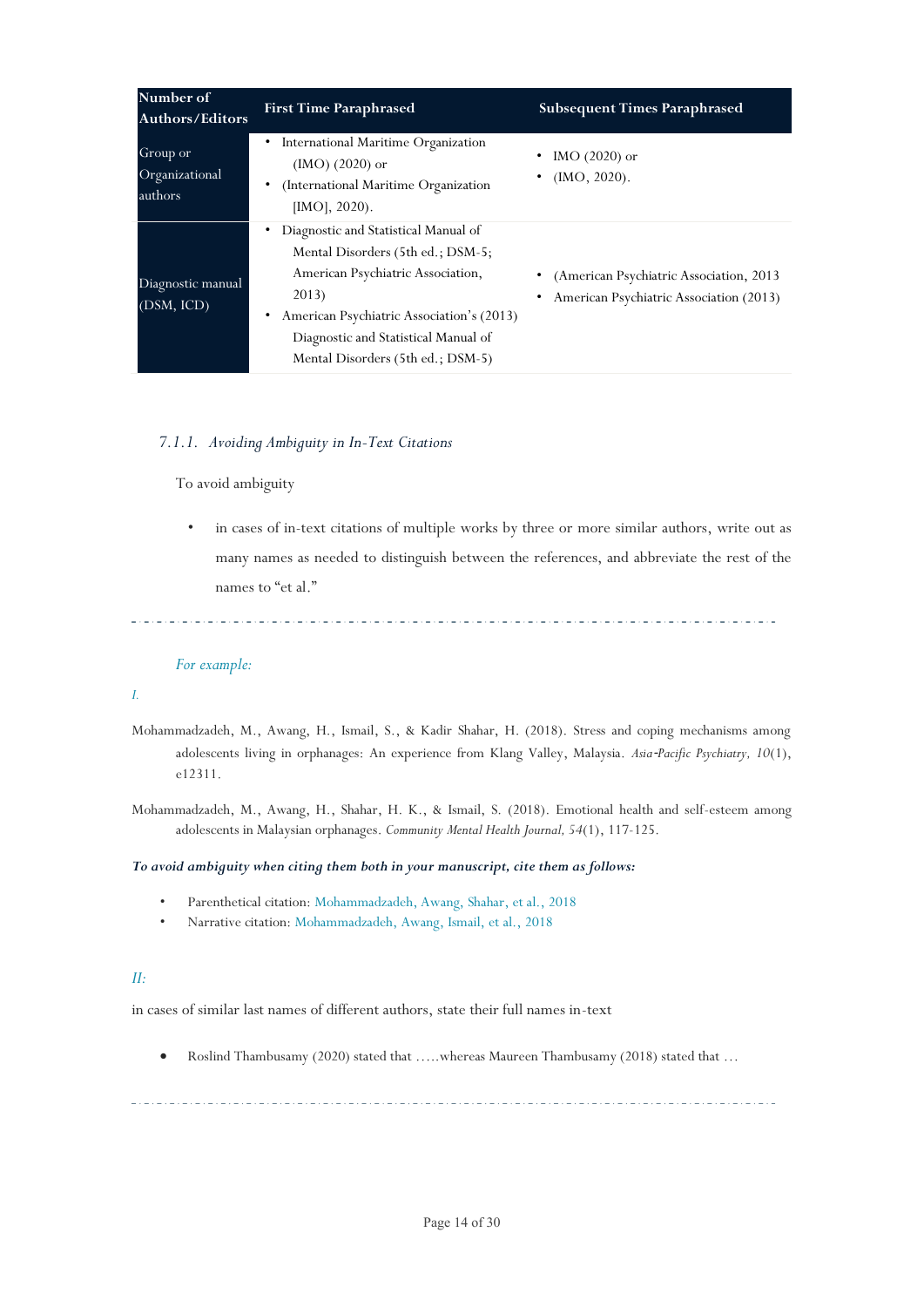| Number of Authors/Editors | First Time Paraphrased | Subsequent Times Paraphrased |
|---|---|---|
| Group or Organizational authors | • International Maritime Organization (IMO) (2020) or<br>• (International Maritime Organization [IMO], 2020). | • IMO (2020) or<br>• (IMO, 2020). |
| Diagnostic manual (DSM, ICD) | • Diagnostic and Statistical Manual of Mental Disorders (5th ed.; DSM-5; American Psychiatric Association, 2013)<br>• American Psychiatric Association's (2013) Diagnostic and Statistical Manual of Mental Disorders (5th ed.; DSM-5) | • (American Psychiatric Association, 2013<br>• American Psychiatric Association (2013) |

### *7.1.1. Avoiding Ambiguity in In-Text Citations*

To avoid ambiguity

- in cases of in-text citations of multiple works by three or more similar authors, write out as many names as needed to distinguish between the references, and abbreviate the rest of the names to "et al."

*For example:*

*I.*

Mohammadzadeh, M., Awang, H., Ismail, S., & Kadir Shahar, H. (2018). Stress and coping mechanisms among adolescents living in orphanages: An experience from Klang Valley, Malaysia. *Asia-Pacific Psychiatry, 10*(1), e12311.

Mohammadzadeh, M., Awang, H., Shahar, H. K., & Ismail, S. (2018). Emotional health and self-esteem among adolescents in Malaysian orphanages. *Community Mental Health Journal, 54*(1), 117-125.

***To avoid ambiguity when citing them both in your manuscript, cite them as follows:***

- Parenthetical citation: Mohammadzadeh, Awang, Shahar, et al., 2018
- Narrative citation: Mohammadzadeh, Awang, Ismail, et al., 2018

*II:*

in cases of similar last names of different authors, state their full names in-text

- Roslind Thambusamy (2020) stated that …..whereas Maureen Thambusamy (2018) stated that …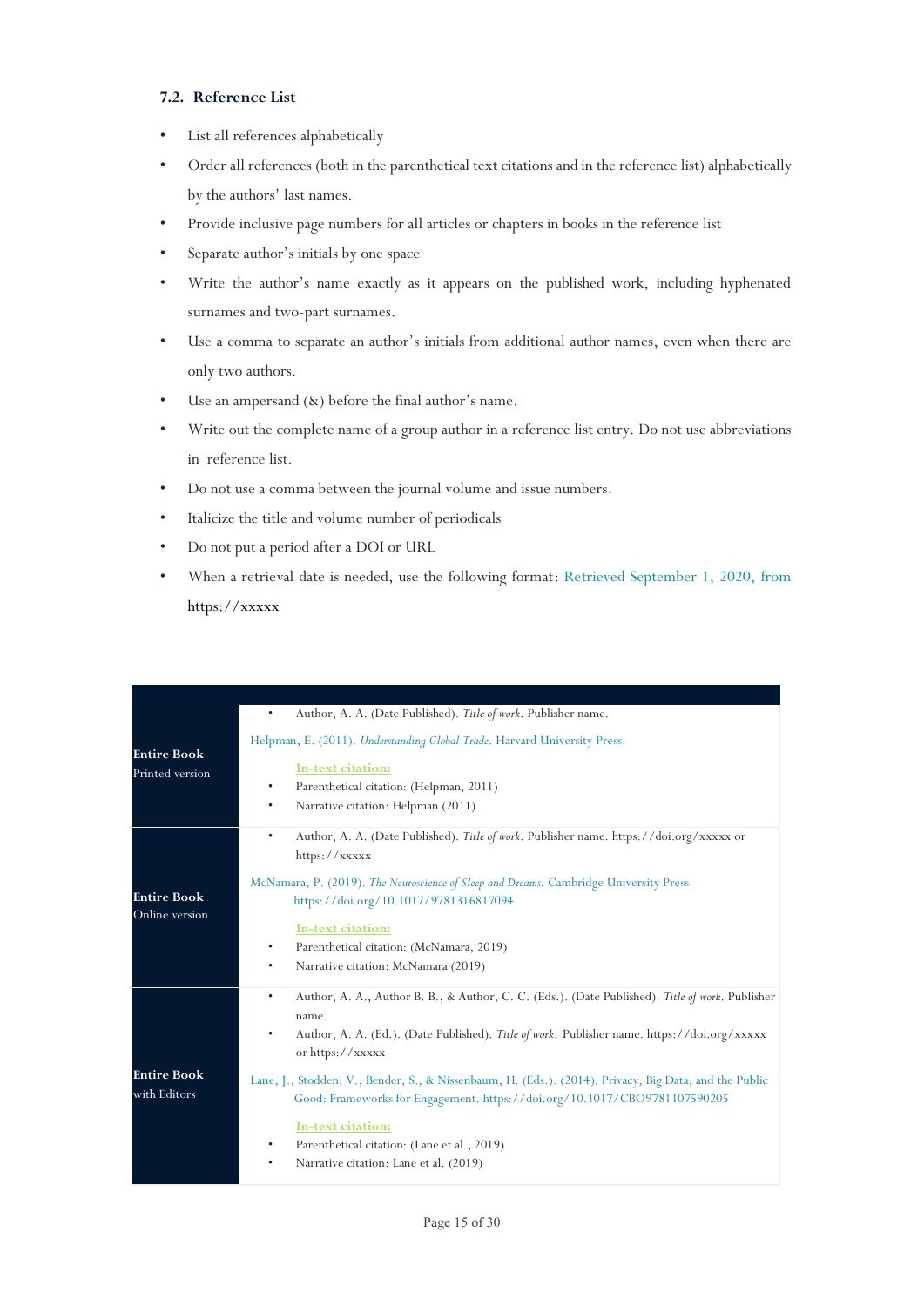### 7.2. Reference List

- List all references alphabetically
- Order all references (both in the parenthetical text citations and in the reference list) alphabetically by the authors' last names.
- Provide inclusive page numbers for all articles or chapters in books in the reference list
- Separate author's initials by one space
- Write the author's name exactly as it appears on the published work, including hyphenated surnames and two-part surnames.
- Use a comma to separate an author's initials from additional author names, even when there are only two authors.
- Use an ampersand (&) before the final author's name.
- Write out the complete name of a group author in a reference list entry. Do not use abbreviations in reference list.
- Do not use a comma between the journal volume and issue numbers.
- Italicize the title and volume number of periodicals
- Do not put a period after a DOI or URL
- When a retrieval date is needed, use the following format: Retrieved September 1, 2020, from https://xxxxx

| | |
|---|---|
| **Entire Book** Printed version | • Author, A. A. (Date Published). *Title of work*. Publisher name.<br><br>Helpman, E. (2011). *Understanding Global Trade*. Harvard University Press.<br><br>**In-text citation:**<br>• Parenthetical citation: (Helpman, 2011)<br>• Narrative citation: Helpman (2011) |
| **Entire Book** Online version | • Author, A. A. (Date Published). *Title of work*. Publisher name. https://doi.org/xxxxx or https://xxxxx<br><br>McNamara, P. (2019). *The Neuroscience of Sleep and Dreams*. Cambridge University Press. https://doi.org/10.1017/9781316817094<br><br>**In-text citation:**<br>• Parenthetical citation: (McNamara, 2019)<br>• Narrative citation: McNamara (2019) |
| **Entire Book** with Editors | • Author, A. A., Author B. B., & Author, C. C. (Eds.). (Date Published). *Title of work*. Publisher name.<br>• Author, A. A. (Ed.). (Date Published). *Title of work*. Publisher name. https://doi.org/xxxxx or https://xxxxx<br><br>Lane, J., Stodden, V., Bender, S., & Nissenbaum, H. (Eds.). (2014). Privacy, Big Data, and the Public Good: Frameworks for Engagement. https://doi.org/10.1017/CBO9781107590205<br><br>**In-text citation:**<br>• Parenthetical citation: (Lane et al., 2019)<br>• Narrative citation: Lane et al. (2019) |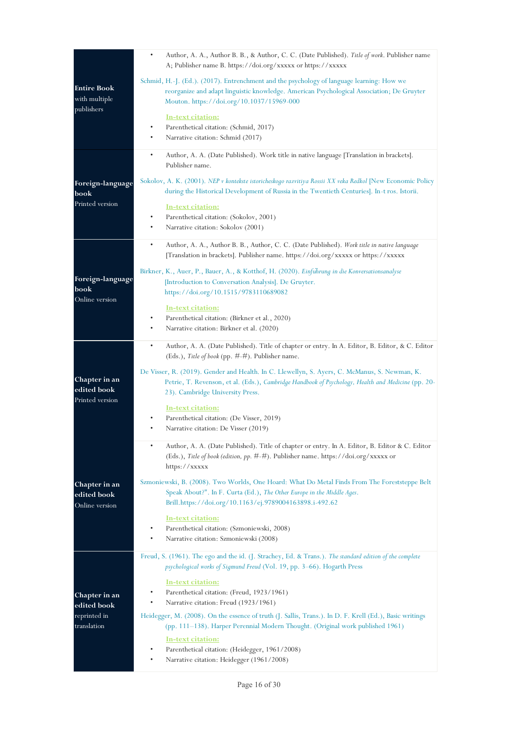| | |
|---|---|
| **Entire Book** with multiple publishers | • Author, A. A., Author B. B., & Author, C. C. (Date Published). *Title of work*. Publisher name A; Publisher name B. https://doi.org/xxxxx or https://xxxxx<br><br>Schmid, H.-J. (Ed.). (2017). Entrenchment and the psychology of language learning: How we reorganize and adapt linguistic knowledge. American Psychological Association; De Gruyter Mouton. https://doi.org/10.1037/15969-000<br><br>In-text citation:<br>• Parenthetical citation: (Schmid, 2017)<br>• Narrative citation: Schmid (2017) |
| **Foreign-language book** Printed version | • Author, A. A. (Date Published). Work title in native language [Translation in brackets]. Publisher name.<br><br>Sokolov, A. K. (2001). *NEP v kontekste istoricheskogo razvitiya Rossii XX veka Redkol* [New Economic Policy during the Historical Development of Russia in the Twentieth Centuries]. In-t ros. Istorii.<br><br>In-text citation:<br>• Parenthetical citation: (Sokolov, 2001)<br>• Narrative citation: Sokolov (2001) |
| **Foreign-language book** Online version | • Author, A. A., Author B. B., Author, C. C. (Date Published). *Work title in native language* [Translation in brackets]. Publisher name. https://doi.org/xxxxx or https://xxxxx<br><br>Birkner, K., Auer, P., Bauer, A., & Kotthof, H. (2020). *Einführung in die Konversationsanalyse* [Introduction to Conversation Analysis]. De Gruyter. https://doi.org/10.1515/9783110689082<br><br>In-text citation:<br>• Parenthetical citation: (Birkner et al., 2020)<br>• Narrative citation: Birkner et al. (2020) |
| **Chapter in an edited book** Printed version | • Author, A. A. (Date Published). Title of chapter or entry. In A. Editor, B. Editor, & C. Editor (Eds.), *Title of book* (pp. #-#). Publisher name.<br><br>De Visser, R. (2019). Gender and Health. In C. Llewellyn, S. Ayers, C. McManus, S. Newman, K. Petrie, T. Revenson, et al. (Eds.), *Cambridge Handbook of Psychology, Health and Medicine* (pp. 20-23). Cambridge University Press.<br><br>In-text citation:<br>• Parenthetical citation: (De Visser, 2019)<br>• Narrative citation: De Visser (2019) |
| **Chapter in an edited book** Online version | • Author, A. A. (Date Published). Title of chapter or entry. In A. Editor, B. Editor & C. Editor (Eds.), *Title of book (edition, pp.* #-#). Publisher name. https://doi.org/xxxxx or https://xxxxx<br><br>Szmoniewski, B. (2008). Two Worlds, One Hoard: What Do Metal Finds From The Foreststeppe Belt Speak About?". In F. Curta (Ed.), *The Other Europe in the Middle Ages*. Brill.https://doi.org/10.1163/ej.9789004163898.i-492.62<br><br>In-text citation:<br>• Parenthetical citation: (Szmoniewski, 2008)<br>• Narrative citation: Szmoniewski (2008) |
| **Chapter in an edited book** reprinted in translation | Freud, S. (1961). The ego and the id. (J. Strachey, Ed. & Trans.). *The standard edition of the complete psychological works of Sigmund Freud* (Vol. 19, pp. 3–66). Hogarth Press<br><br>In-text citation:<br>• Parenthetical citation: (Freud, 1923/1961)<br>• Narrative citation: Freud (1923/1961)<br><br>Heidegger, M. (2008). On the essence of truth (J. Sallis, Trans.). In D. F. Krell (Ed.), Basic writings (pp. 111–138). Harper Perennial Modern Thought. (Original work published 1961)<br><br>In-text citation:<br>• Parenthetical citation: (Heidegger, 1961/2008)<br>• Narrative citation: Heidegger (1961/2008) |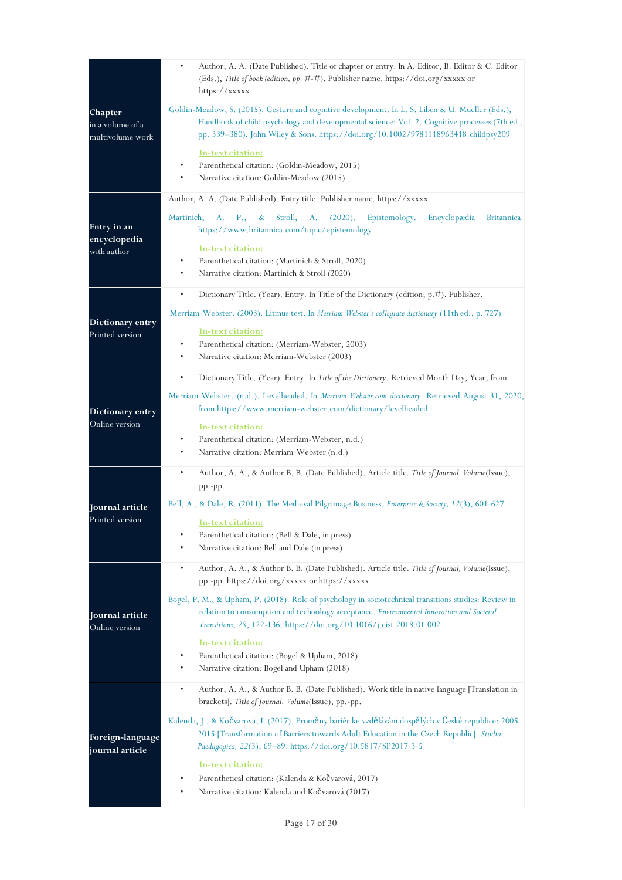| | |
|---|---|
| **Chapter** in a volume of a multivolume work | • Author, A. A. (Date Published). Title of chapter or entry. In A. Editor, B. Editor & C. Editor (Eds.), *Title of book (edition, pp. #-#)*. Publisher name. https://doi.org/xxxxx or https://xxxxx<br><br>Goldin-Meadow, S. (2015). Gesture and cognitive development. In L. S. Liben & U. Mueller (Eds.), Handbook of child psychology and developmental science: Vol. 2. Cognitive processes (7th ed., pp. 339–380). John Wiley & Sons. https://doi.org/10.1002/9781118963418.childpsy209<br><br>**In-text citation:**<br>• Parenthetical citation: (Goldin-Meadow, 2015)<br>• Narrative citation: Goldin-Meadow (2015) |
| **Entry in an encyclopedia** with author | Author, A. A. (Date Published). Entry title. Publisher name. https://xxxxx<br><br>Martinich, A. P., & Stroll, A. (2020). Epistemology. Encyclopædia Britannica. https://www.britannica.com/topic/epistemology<br><br>**In-text citation:**<br>• Parenthetical citation: (Martinich & Stroll, 2020)<br>• Narrative citation: Martinich & Stroll (2020) |
| **Dictionary entry** Printed version | • Dictionary Title. (Year). Entry. In Title of the Dictionary (edition, p.#). Publisher.<br><br>Merriam-Webster. (2003). Litmus test. In *Merriam-Webster's collegiate dictionary* (11th ed., p. 727).<br><br>**In-text citation:**<br>• Parenthetical citation: (Merriam-Webster, 2003)<br>• Narrative citation: Merriam-Webster (2003) |
| **Dictionary entry** Online version | • Dictionary Title. (Year). Entry. In *Title of the Dictionary*. Retrieved Month Day, Year, from<br><br>Merriam-Webster. (n.d.). Levelheaded. In *Merriam-Webster.com dictionary*. Retrieved August 31, 2020, from https://www.merriam-webster.com/dictionary/levelheaded<br><br>**In-text citation:**<br>• Parenthetical citation: (Merriam-Webster, n.d.)<br>• Narrative citation: Merriam-Webster (n.d.) |
| **Journal article** Printed version | • Author, A. A., & Author B. B. (Date Published). Article title. *Title of Journal, Volume*(Issue), pp.-pp.<br><br>Bell, A., & Dale, R. (2011). The Medieval Pilgrimage Business. *Enterprise & Society, 12*(3), 601-627.<br><br>**In-text citation:**<br>• Parenthetical citation: (Bell & Dale, in press)<br>• Narrative citation: Bell and Dale (in press) |
| **Journal article** Online version | • Author, A. A., & Author B. B. (Date Published). Article title. *Title of Journal, Volume*(Issue), pp.-pp. https://doi.org/xxxxx or https://xxxxx<br><br>Bogel, P. M., & Upham, P. (2018). Role of psychology in sociotechnical transitions studies: Review in relation to consumption and technology acceptance. *Environmental Innovation and Societal Transitions, 28*, 122-136. https://doi.org/10.1016/j.eist.2018.01.002<br><br>**In-text citation:**<br>• Parenthetical citation: (Bogel & Upham, 2018)<br>• Narrative citation: Bogel and Upham (2018) |
| **Foreign-language journal article** | • Author, A. A., & Author B. B. (Date Published). Work title in native language [Translation in brackets]. *Title of Journal, Volume*(Issue), pp.-pp.<br><br>Kalenda, J., & Kočvarová, I. (2017). Proměny bariér ke vzdělávání dospělých v České republice: 2005-2015 [Transformation of Barriers towards Adult Education in the Czech Republic]. *Studia Paedagogica, 22*(3), 69–89. https://doi.org/10.5817/SP2017-3-5<br><br>**In-text citation:**<br>• Parenthetical citation: (Kalenda & Kočvarová, 2017)<br>• Narrative citation: Kalenda and Kočvarová (2017) |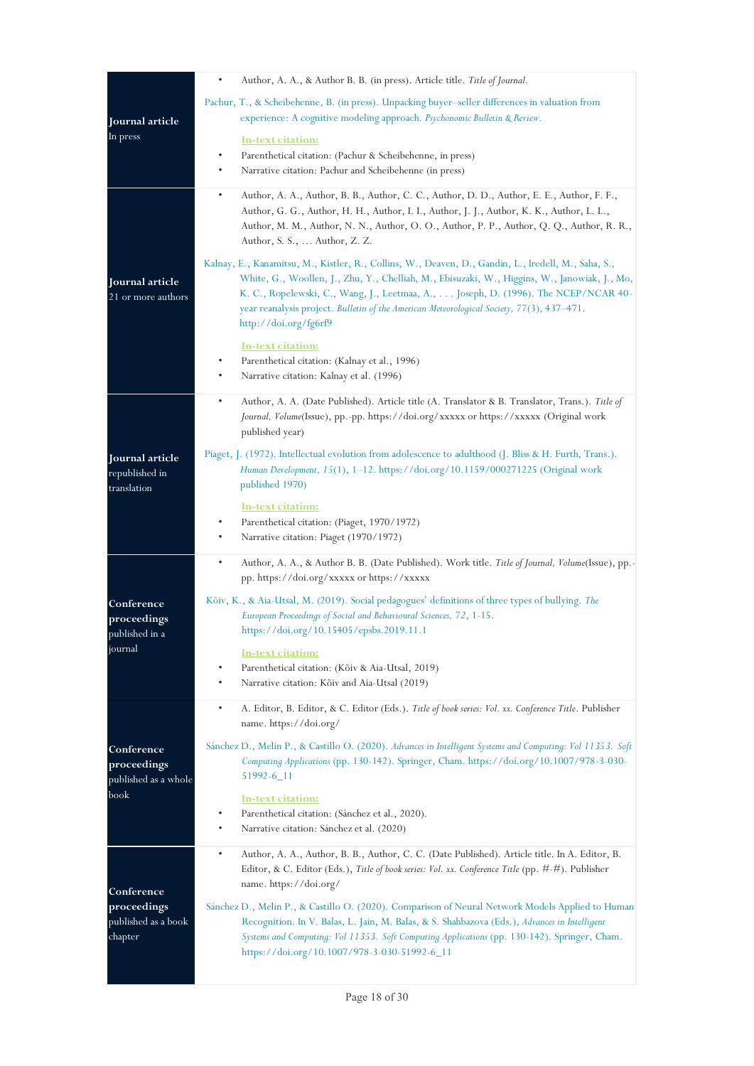| | |
|---|---|
| **Journal article**<br>In press | • Author, A. A., & Author B. B. (in press). Article title. *Title of Journal.*<br><br>Pachur, T., & Scheibehenne, B. (in press). Unpacking buyer–seller differences in valuation from experience: A cognitive modeling approach. *Psychonomic Bulletin & Review.*<br><br>**In-text citation:**<br>• Parenthetical citation: (Pachur & Scheibehenne, in press)<br>• Narrative citation: Pachur and Scheibehenne (in press) |
| **Journal article**<br>21 or more authors | • Author, A. A., Author, B. B., Author, C. C., Author, D. D., Author, E. E., Author, F. F., Author, G. G., Author, H. H., Author, I. I., Author, J. J., Author, K. K., Author, L. L., Author, M. M., Author, N. N., Author, O. O., Author, P. P., Author, Q. Q., Author, R. R., Author, S. S., … Author, Z. Z.<br><br>Kalnay, E., Kanamitsu, M., Kistler, R., Collins, W., Deaven, D., Gandin, L., Iredell, M., Saha, S., White, G., Woollen, J., Zhu, Y., Chelliah, M., Ebisuzaki, W., Higgins, W., Janowiak, J., Mo, K. C., Ropelewski, C., Wang, J., Leetmaa, A., . . . Joseph, D. (1996). The NCEP/NCAR 40-year reanalysis project. *Bulletin of the American Meteorological Society, 77*(3), 437–471. http://doi.org/fg6rf9<br><br>**In-text citation:**<br>• Parenthetical citation: (Kalnay et al., 1996)<br>• Narrative citation: Kalnay et al. (1996) |
| **Journal article**<br>republished in translation | • Author, A. A. (Date Published). Article title (A. Translator & B. Translator, Trans.). *Title of Journal, Volume*(Issue), pp.-pp. https://doi.org/xxxxx or https://xxxxx (Original work published year)<br><br>Piaget, J. (1972). Intellectual evolution from adolescence to adulthood (J. Bliss & H. Furth, Trans.). *Human Development, 15*(1), 1–12. https://doi.org/10.1159/000271225 (Original work published 1970)<br><br>**In-text citation:**<br>• Parenthetical citation: (Piaget, 1970/1972)<br>• Narrative citation: Piaget (1970/1972) |
| **Conference proceedings**<br>published in a journal | • Author, A. A., & Author B. B. (Date Published). Work title. *Title of Journal, Volume*(Issue), pp.-pp. https://doi.org/xxxxx or https://xxxxx<br><br>Kõiv, K., & Aia-Utsal, M. (2019). Social pedagogues' definitions of three types of bullying. *The European Proceedings of Social and Behavioural Sciences, 72*, 1-15. https://doi.org/10.15405/epsbs.2019.11.1<br><br>**In-text citation:**<br>• Parenthetical citation: (Kõiv & Aia-Utsal, 2019)<br>• Narrative citation: Kõiv and Aia-Utsal (2019) |
| **Conference proceedings**<br>published as a whole book | • A. Editor, B. Editor, & C. Editor (Eds.). *Title of book series: Vol. xx. Conference Title*. Publisher name. https://doi.org/<br><br>Sánchez D., Melin P., & Castillo O. (2020). *Advances in Intelligent Systems and Computing: Vol 11353. Soft Computing Applications* (pp. 130-142). Springer, Cham. https://doi.org/10.1007/978-3-030-51992-6_11<br><br>**In-text citation:**<br>• Parenthetical citation: (Sánchez et al., 2020).<br>• Narrative citation: Sánchez et al. (2020) |
| **Conference proceedings**<br>published as a book chapter | • Author, A. A., Author, B. B., Author, C. C. (Date Published). Article title. In A. Editor, B. Editor, & C. Editor (Eds.), *Title of book series: Vol. xx. Conference Title* (pp. #-#). Publisher name. https://doi.org/<br><br>Sánchez D., Melin P., & Castillo O. (2020). Comparison of Neural Network Models Applied to Human Recognition. In V. Balas, L. Jain, M. Balas, & S. Shahbazova (Eds.), *Advances in Intelligent Systems and Computing: Vol 11353. Soft Computing Applications* (pp. 130-142). Springer, Cham. https://doi.org/10.1007/978-3-030-51992-6_11 |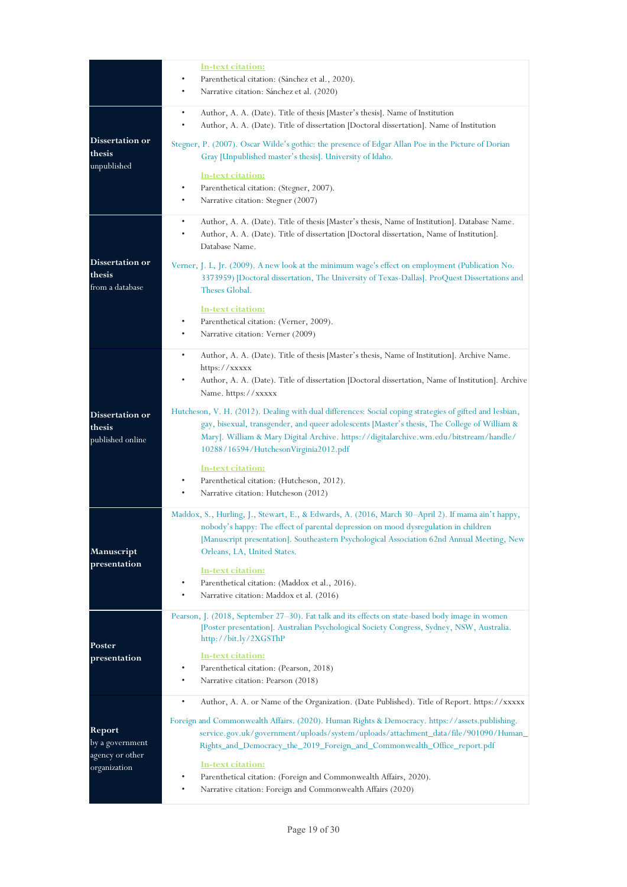| | |
|---|---|
| | In-text citation:<br>• Parenthetical citation: (Sánchez et al., 2020).<br>• Narrative citation: Sánchez et al. (2020) |
| **Dissertation or thesis** unpublished | • Author, A. A. (Date). Title of thesis [Master's thesis]. Name of Institution<br>• Author, A. A. (Date). Title of dissertation [Doctoral dissertation]. Name of Institution<br><br>Stegner, P. (2007). Oscar Wilde's gothic: the presence of Edgar Allan Poe in the Picture of Dorian Gray [Unpublished master's thesis]. University of Idaho.<br><br>In-text citation:<br>• Parenthetical citation: (Stegner, 2007).<br>• Narrative citation: Stegner (2007) |
| **Dissertation or thesis** from a database | • Author, A. A. (Date). Title of thesis [Master's thesis, Name of Institution]. Database Name.<br>• Author, A. A. (Date). Title of dissertation [Doctoral dissertation, Name of Institution]. Database Name.<br><br>Verner, J. L, Jr. (2009). A new look at the minimum wage's effect on employment (Publication No. 3373959) [Doctoral dissertation, The University of Texas-Dallas]. ProQuest Dissertations and Theses Global.<br><br>In-text citation:<br>• Parenthetical citation: (Verner, 2009).<br>• Narrative citation: Verner (2009) |
| **Dissertation or thesis** published online | • Author, A. A. (Date). Title of thesis [Master's thesis, Name of Institution]. Archive Name. https://xxxxx<br>• Author, A. A. (Date). Title of dissertation [Doctoral dissertation, Name of Institution]. Archive Name. https://xxxxx<br><br>Hutcheson, V. H. (2012). Dealing with dual differences: Social coping strategies of gifted and lesbian, gay, bisexual, transgender, and queer adolescents [Master's thesis, The College of William & Mary]. William & Mary Digital Archive. https://digitalarchive.wm.edu/bitstream/handle/10288/16594/HutchesonVirginia2012.pdf<br><br>In-text citation:<br>• Parenthetical citation: (Hutcheson, 2012).<br>• Narrative citation: Hutcheson (2012) |
| **Manuscript presentation** | Maddox, S., Hurling, J., Stewart, E., & Edwards, A. (2016, March 30–April 2). If mama ain't happy, nobody's happy: The effect of parental depression on mood dysregulation in children [Manuscript presentation]. Southeastern Psychological Association 62nd Annual Meeting, New Orleans, LA, United States.<br><br>In-text citation:<br>• Parenthetical citation: (Maddox et al., 2016).<br>• Narrative citation: Maddox et al. (2016) |
| **Poster presentation** | Pearson, J. (2018, September 27–30). Fat talk and its effects on state-based body image in women [Poster presentation]. Australian Psychological Society Congress, Sydney, NSW, Australia. http://bit.ly/2XGSThP<br><br>In-text citation:<br>• Parenthetical citation: (Pearson, 2018)<br>• Narrative citation: Pearson (2018) |
| **Report** by a government agency or other organization | • Author, A. A. or Name of the Organization. (Date Published). Title of Report. https://xxxxx<br><br>Foreign and Commonwealth Affairs. (2020). Human Rights & Democracy. https://assets.publishing.service.gov.uk/government/uploads/system/uploads/attachment_data/file/901090/Human_Rights_and_Democracy_the_2019_Foreign_and_Commonwealth_Office_report.pdf<br><br>In-text citation:<br>• Parenthetical citation: (Foreign and Commonwealth Affairs, 2020).<br>• Narrative citation: Foreign and Commonwealth Affairs (2020) |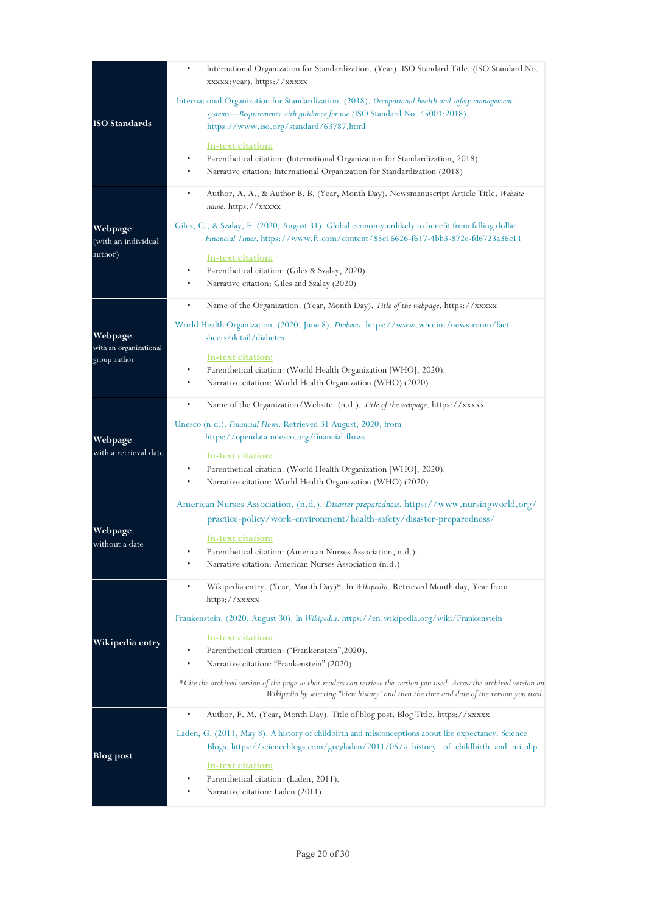| | |
|---|---|
| **ISO Standards** | • International Organization for Standardization. (Year). ISO Standard Title. (ISO Standard No. xxxxx:year). https://xxxxx<br><br>International Organization for Standardization. (2018). *Occupational health and safety management systems—Requirements with guidance for use* (ISO Standard No. 45001:2018). https://www.iso.org/standard/63787.html<br><br>In-text citation:<br>• Parenthetical citation: (International Organization for Standardization, 2018).<br>• Narrative citation: International Organization for Standardization (2018) |
| **Webpage** (with an individual author) | • Author, A. A., & Author B. B. (Year, Month Day). Newsmanuscript Article Title. *Website name*. https://xxxxx<br><br>Giles, G., & Szalay, E. (2020, August 31). Global economy unlikely to benefit from falling dollar. *Financial Times*. https://www.ft.com/content/83c16626-f617-4bb3-872e-fd6723a36c11<br><br>In-text citation:<br>• Parenthetical citation: (Giles & Szalay, 2020)<br>• Narrative citation: Giles and Szalay (2020) |
| **Webpage** with an organizational group author | • Name of the Organization. (Year, Month Day). *Title of the webpage*. https://xxxxx<br><br>World Health Organization. (2020, June 8). *Diabetes*. https://www.who.int/news-room/fact-sheets/detail/diabetes<br><br>In-text citation:<br>• Parenthetical citation: (World Health Organization [WHO], 2020).<br>• Narrative citation: World Health Organization (WHO) (2020) |
| **Webpage** with a retrieval date | • Name of the Organization/Website. (n.d.). *Title of the webpage*. https://xxxxx<br><br>Unesco (n.d.). *Financial Flows*. Retrieved 31 August, 2020, from https://opendata.unesco.org/financial-flows<br><br>In-text citation:<br>• Parenthetical citation: (World Health Organization [WHO], 2020).<br>• Narrative citation: World Health Organization (WHO) (2020) |
| **Webpage** without a date | American Nurses Association. (n.d.). *Disaster preparedness*. https://www.nursingworld.org/practice-policy/work-environment/health-safety/disaster-preparedness/<br><br>In-text citation:<br>• Parenthetical citation: (American Nurses Association, n.d.).<br>• Narrative citation: American Nurses Association (n.d.) |
| **Wikipedia entry** | • Wikipedia entry. (Year, Month Day)*. In *Wikipedia*. Retrieved Month day, Year from https://xxxxx<br><br>Frankenstein. (2020, August 30). In *Wikipedia*. https://en.wikipedia.org/wiki/Frankenstein<br><br>In-text citation:<br>• Parenthetical citation: ("Frankenstein",2020).<br>• Narrative citation: "Frankenstein" (2020)<br><br>**Cite the archived version of the page so that readers can retrieve the version you used. Access the archived version on Wikipedia by selecting "View history" and then the time and date of the version you used.* |
| **Blog post** | • Author, F. M. (Year, Month Day). Title of blog post. Blog Title. https://xxxxx<br><br>Laden, G. (2011, May 8). A history of childbirth and misconceptions about life expectancy. Science Blogs. https://scienceblogs.com/gregladen/2011/05/a_history_ of_childbirth_and_mi.php<br><br>In-text citation:<br>• Parenthetical citation: (Laden, 2011).<br>• Narrative citation: Laden (2011) |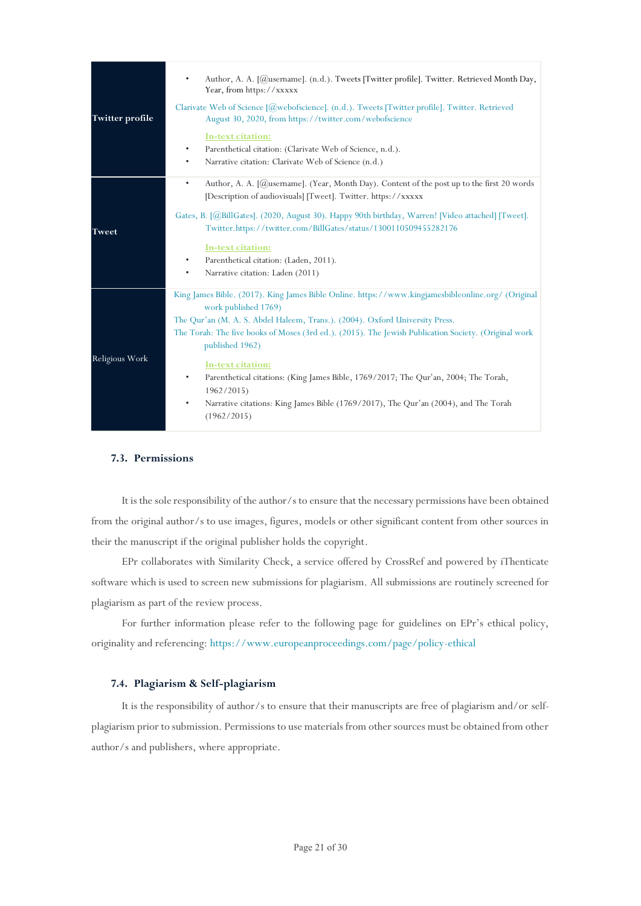| | |
|---|---|
| **Twitter profile** | • Author, A. A. [@username]. (n.d.). Tweets [Twitter profile]. Twitter. Retrieved Month Day, Year, from https://xxxxx<br><br>Clarivate Web of Science [@webofscience]. (n.d.). Tweets [Twitter profile]. Twitter. Retrieved August 30, 2020, from https://twitter.com/webofscience<br><br>**In-text citation:**<br>• Parenthetical citation: (Clarivate Web of Science, n.d.).<br>• Narrative citation: Clarivate Web of Science (n.d.) |
| **Tweet** | • Author, A. A. [@username]. (Year, Month Day). Content of the post up to the first 20 words [Description of audiovisuals] [Tweet]. Twitter. https://xxxxx<br><br>Gates, B. [@BillGates]. (2020, August 30). Happy 90th birthday, Warren! [Video attached] [Tweet]. Twitter.https://twitter.com/BillGates/status/1300110509455282176<br><br>**In-text citation:**<br>• Parenthetical citation: (Laden, 2011).<br>• Narrative citation: Laden (2011) |
| Religious Work | King James Bible. (2017). King James Bible Online. https://www.kingjamesbibleonline.org/ (Original work published 1769)<br>The Qur'an (M. A. S. Abdel Haleem, Trans.). (2004). Oxford University Press.<br>The Torah: The five books of Moses (3rd ed.). (2015). The Jewish Publication Society. (Original work published 1962)<br><br>**In-text citation:**<br>• Parenthetical citations: (King James Bible, 1769/2017; The Qur'an, 2004; The Torah, 1962/2015)<br>• Narrative citations: King James Bible (1769/2017), The Qur'an (2004), and The Torah (1962/2015) |

## 7.3. Permissions

It is the sole responsibility of the author/s to ensure that the necessary permissions have been obtained from the original author/s to use images, figures, models or other significant content from other sources in their the manuscript if the original publisher holds the copyright.

EPr collaborates with Similarity Check, a service offered by CrossRef and powered by iThenticate software which is used to screen new submissions for plagiarism. All submissions are routinely screened for plagiarism as part of the review process.

For further information please refer to the following page for guidelines on EPr's ethical policy, originality and referencing: https://www.europeanproceedings.com/page/policy-ethical

## 7.4. Plagiarism & Self-plagiarism

It is the responsibility of author/s to ensure that their manuscripts are free of plagiarism and/or self-plagiarism prior to submission. Permissions to use materials from other sources must be obtained from other author/s and publishers, where appropriate.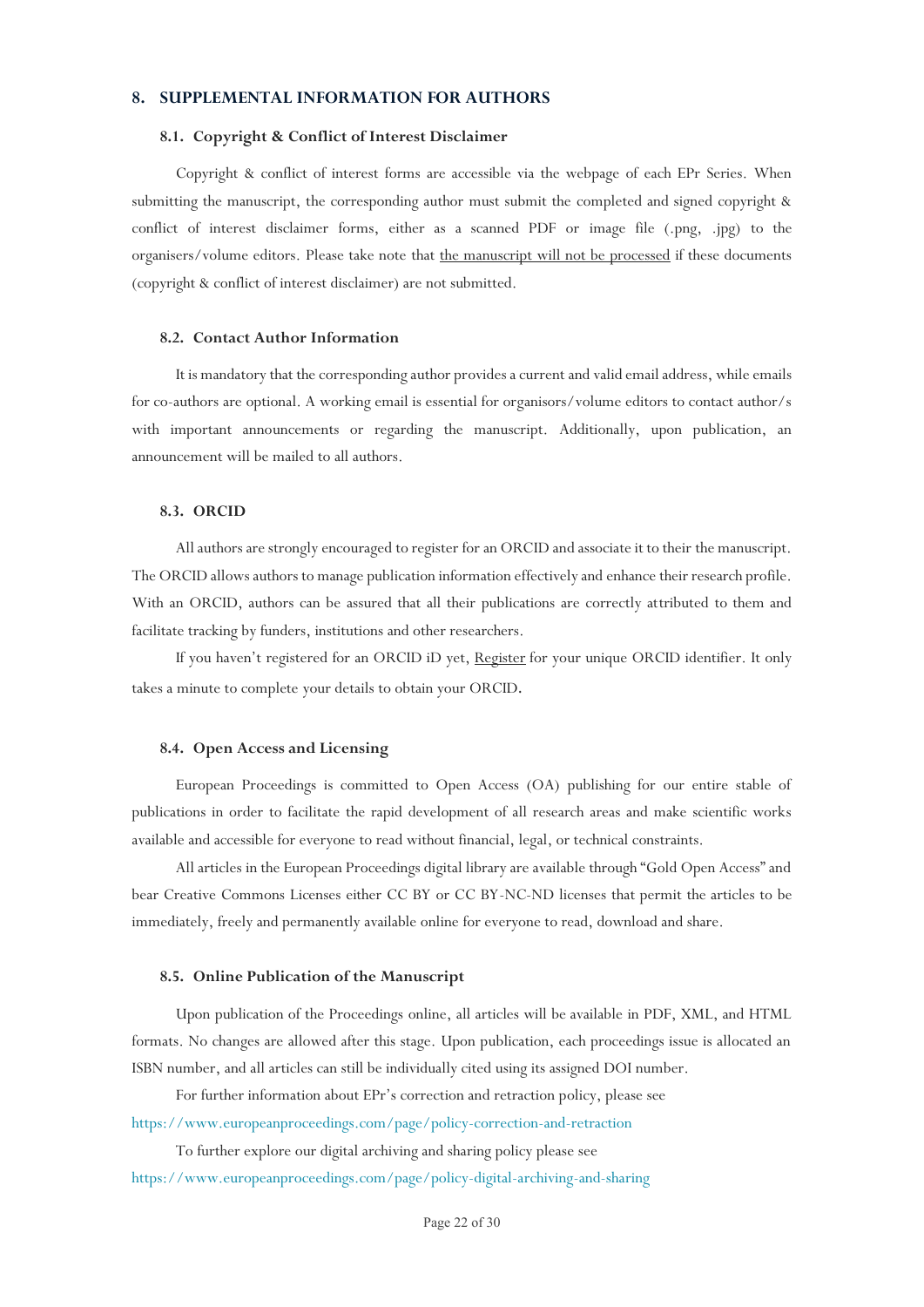## 8. SUPPLEMENTAL INFORMATION FOR AUTHORS

### 8.1. Copyright & Conflict of Interest Disclaimer

Copyright & conflict of interest forms are accessible via the webpage of each EPr Series. When submitting the manuscript, the corresponding author must submit the completed and signed copyright & conflict of interest disclaimer forms, either as a scanned PDF or image file (.png, .jpg) to the organisers/volume editors. Please take note that the manuscript will not be processed if these documents (copyright & conflict of interest disclaimer) are not submitted.

### 8.2. Contact Author Information

It is mandatory that the corresponding author provides a current and valid email address, while emails for co-authors are optional. A working email is essential for organisors/volume editors to contact author/s with important announcements or regarding the manuscript. Additionally, upon publication, an announcement will be mailed to all authors.

### 8.3. ORCID

All authors are strongly encouraged to register for an ORCID and associate it to their the manuscript. The ORCID allows authors to manage publication information effectively and enhance their research profile. With an ORCID, authors can be assured that all their publications are correctly attributed to them and facilitate tracking by funders, institutions and other researchers.

If you haven't registered for an ORCID iD yet, Register for your unique ORCID identifier. It only takes a minute to complete your details to obtain your ORCID.

### 8.4. Open Access and Licensing

European Proceedings is committed to Open Access (OA) publishing for our entire stable of publications in order to facilitate the rapid development of all research areas and make scientific works available and accessible for everyone to read without financial, legal, or technical constraints.

All articles in the European Proceedings digital library are available through "Gold Open Access" and bear Creative Commons Licenses either CC BY or CC BY-NC-ND licenses that permit the articles to be immediately, freely and permanently available online for everyone to read, download and share.

### 8.5. Online Publication of the Manuscript

Upon publication of the Proceedings online, all articles will be available in PDF, XML, and HTML formats. No changes are allowed after this stage. Upon publication, each proceedings issue is allocated an ISBN number, and all articles can still be individually cited using its assigned DOI number.

For further information about EPr's correction and retraction policy, please see
https://www.europeanproceedings.com/page/policy-correction-and-retraction

To further explore our digital archiving and sharing policy please see
https://www.europeanproceedings.com/page/policy-digital-archiving-and-sharing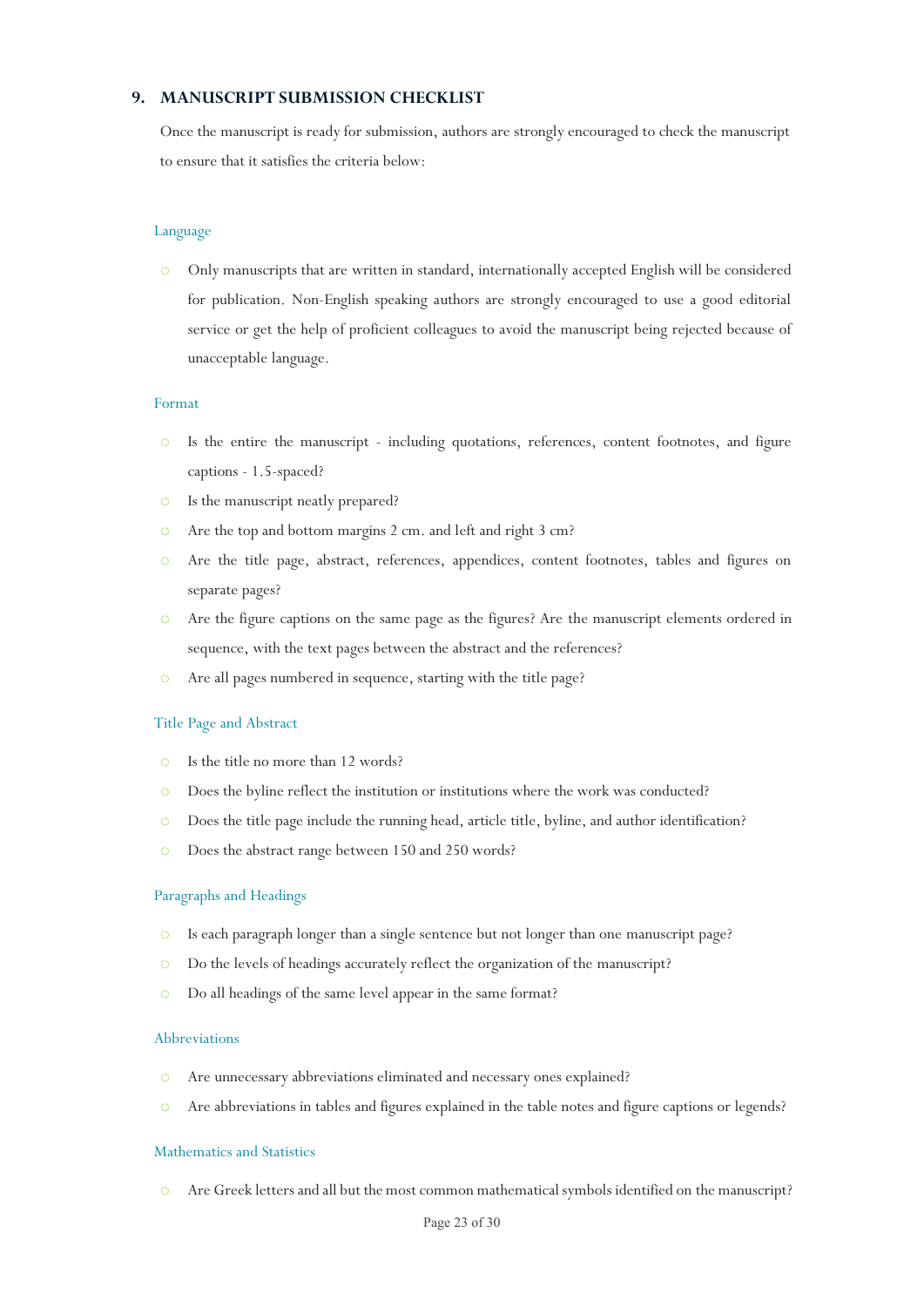## 9. MANUSCRIPT SUBMISSION CHECKLIST

Once the manuscript is ready for submission, authors are strongly encouraged to check the manuscript to ensure that it satisfies the criteria below:

### Language

- Only manuscripts that are written in standard, internationally accepted English will be considered for publication. Non-English speaking authors are strongly encouraged to use a good editorial service or get the help of proficient colleagues to avoid the manuscript being rejected because of unacceptable language.

### Format

- Is the entire the manuscript - including quotations, references, content footnotes, and figure captions - 1.5-spaced?
- Is the manuscript neatly prepared?
- Are the top and bottom margins 2 cm. and left and right 3 cm?
- Are the title page, abstract, references, appendices, content footnotes, tables and figures on separate pages?
- Are the figure captions on the same page as the figures? Are the manuscript elements ordered in sequence, with the text pages between the abstract and the references?
- Are all pages numbered in sequence, starting with the title page?

### Title Page and Abstract

- Is the title no more than 12 words?
- Does the byline reflect the institution or institutions where the work was conducted?
- Does the title page include the running head, article title, byline, and author identification?
- Does the abstract range between 150 and 250 words?

### Paragraphs and Headings

- Is each paragraph longer than a single sentence but not longer than one manuscript page?
- Do the levels of headings accurately reflect the organization of the manuscript?
- Do all headings of the same level appear in the same format?

### Abbreviations

- Are unnecessary abbreviations eliminated and necessary ones explained?
- Are abbreviations in tables and figures explained in the table notes and figure captions or legends?

### Mathematics and Statistics

- Are Greek letters and all but the most common mathematical symbols identified on the manuscript?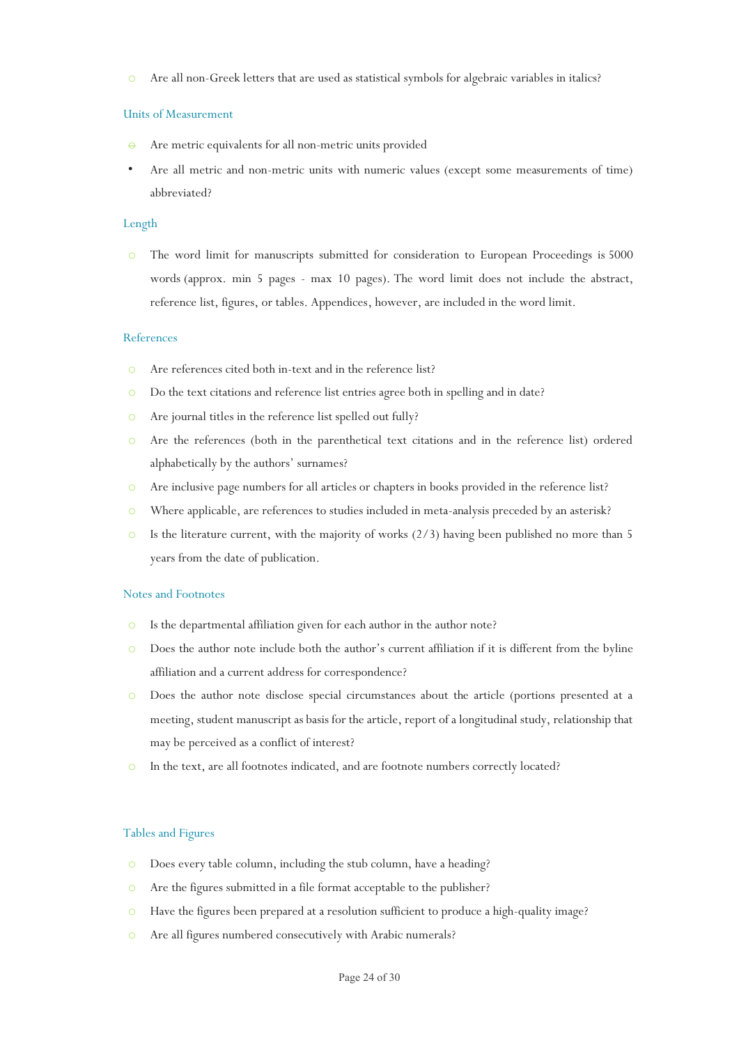- Are all non-Greek letters that are used as statistical symbols for algebraic variables in italics?

### Units of Measurement

- Are metric equivalents for all non-metric units provided
- Are all metric and non-metric units with numeric values (except some measurements of time) abbreviated?

### Length

- The word limit for manuscripts submitted for consideration to European Proceedings is 5000 words (approx. min 5 pages - max 10 pages). The word limit does not include the abstract, reference list, figures, or tables. Appendices, however, are included in the word limit.

### References

- Are references cited both in-text and in the reference list?
- Do the text citations and reference list entries agree both in spelling and in date?
- Are journal titles in the reference list spelled out fully?
- Are the references (both in the parenthetical text citations and in the reference list) ordered alphabetically by the authors' surnames?
- Are inclusive page numbers for all articles or chapters in books provided in the reference list?
- Where applicable, are references to studies included in meta-analysis preceded by an asterisk?
- Is the literature current, with the majority of works (2/3) having been published no more than 5 years from the date of publication.

### Notes and Footnotes

- Is the departmental affiliation given for each author in the author note?
- Does the author note include both the author's current affiliation if it is different from the byline affiliation and a current address for correspondence?
- Does the author note disclose special circumstances about the article (portions presented at a meeting, student manuscript as basis for the article, report of a longitudinal study, relationship that may be perceived as a conflict of interest?
- In the text, are all footnotes indicated, and are footnote numbers correctly located?

### Tables and Figures

- Does every table column, including the stub column, have a heading?
- Are the figures submitted in a file format acceptable to the publisher?
- Have the figures been prepared at a resolution sufficient to produce a high-quality image?
- Are all figures numbered consecutively with Arabic numerals?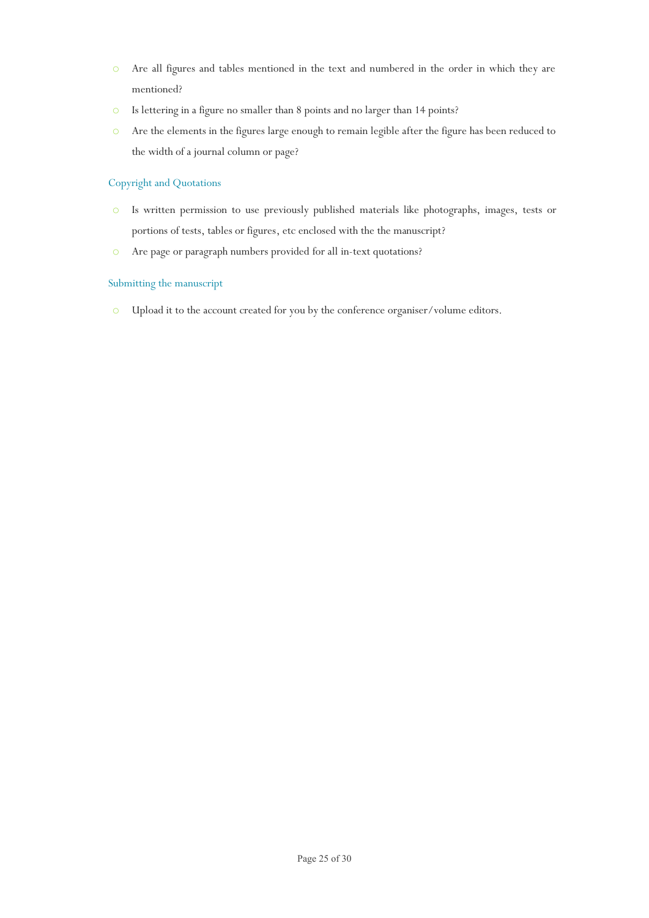- Are all figures and tables mentioned in the text and numbered in the order in which they are mentioned?
- Is lettering in a figure no smaller than 8 points and no larger than 14 points?
- Are the elements in the figures large enough to remain legible after the figure has been reduced to the width of a journal column or page?

### Copyright and Quotations

- Is written permission to use previously published materials like photographs, images, tests or portions of tests, tables or figures, etc enclosed with the the manuscript?
- Are page or paragraph numbers provided for all in-text quotations?

### Submitting the manuscript

- Upload it to the account created for you by the conference organiser/volume editors.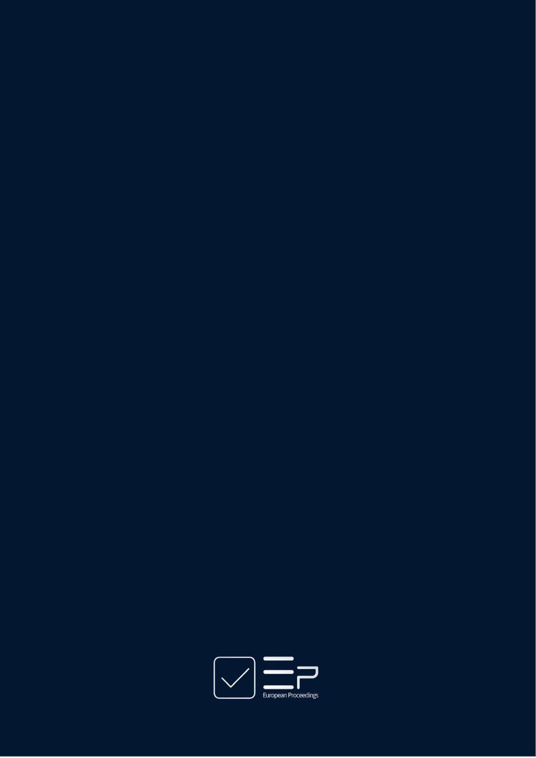European Proceedings